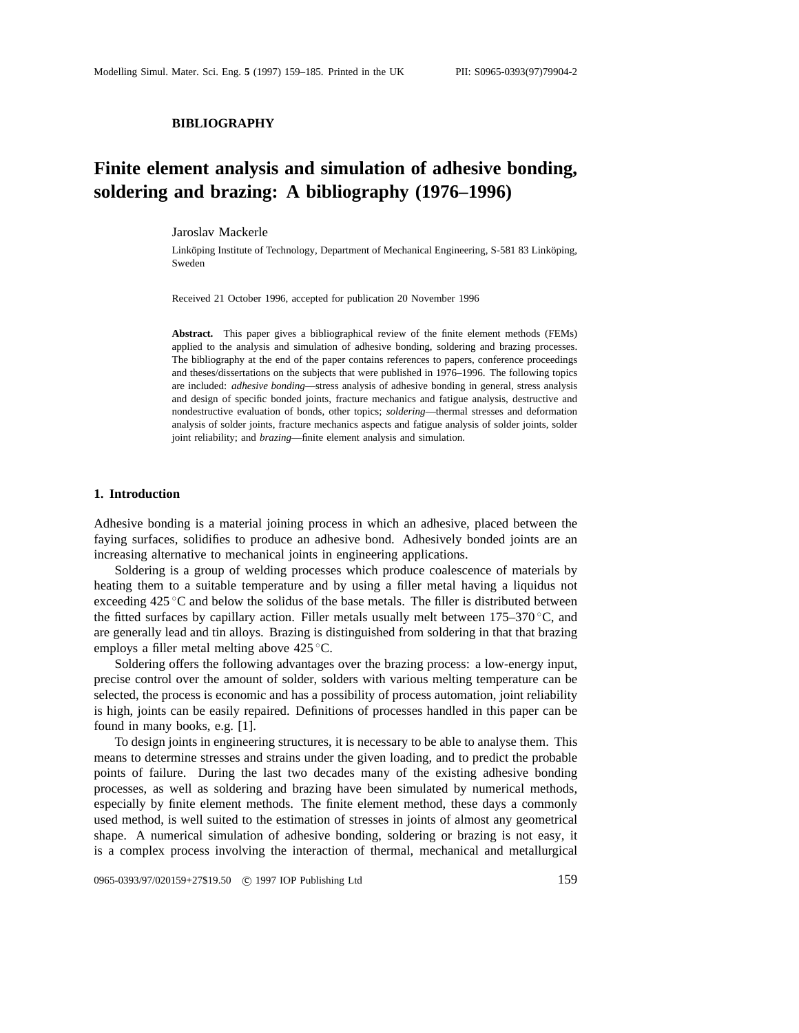**BIBLIOGRAPHY**

# Finite element analysis and simulation of adhesive bonding, soldering and brazing: A bibliography (1976–1996)

Jaroslav Mackerle

Linköping Institute of Technology, Department of Mechanical Engineering, S-581 83 Linköping, Sweden

Received 21 October 1996, accepted for publication 20 November 1996

**Abstract.** This paper gives a bibliographical review of the finite element methods (FEMs) applied to the analysis and simulation of adhesive bonding, soldering and brazing processes. The bibliography at the end of the paper contains references to papers, conference proceedings and theses/dissertations on the subjects that were published in 1976–1996. The following topics are included: *adhesive bonding*—stress analysis of adhesive bonding in general, stress analysis and design of specific bonded joints, fracture mechanics and fatigue analysis, destructive and nondestructive evaluation of bonds, other topics; *soldering*—thermal stresses and deformation analysis of solder joints, fracture mechanics aspects and fatigue analysis of solder joints, solder joint reliability; and *brazing*—finite element analysis and simulation.

## 1. Introduction

Adhesive bonding is a material joining process in which an adhesive, placed between the faying surfaces, solidifies to produce an adhesive bond. Adhesively bonded joints are an increasing alternative to mechanical joints in engineering applications.

Soldering is a group of welding processes which produce coalescence of materials by heating them to a suitable temperature and by using a filler metal having a liquidus not exceeding 425 °C and below the solidus of the base metals. The filler is distributed between the fitted surfaces by capillary action. Filler metals usually melt between 175–370 °C, and are generally lead and tin alloys. Brazing is distinguished from soldering in that that brazing employs a filler metal melting above 425 °C.

Soldering offers the following advantages over the brazing process: a low-energy input, precise control over the amount of solder, solders with various melting temperature can be selected, the process is economic and has a possibility of process automation, joint reliability is high, joints can be easily repaired. Definitions of processes handled in this paper can be found in many books, e.g. [1].

To design joints in engineering structures, it is necessary to be able to analyse them. This means to determine stresses and strains under the given loading, and to predict the probable points of failure. During the last two decades many of the existing adhesive bonding processes, as well as soldering and brazing have been simulated by numerical methods, especially by finite element methods. The finite element method, these days a commonly used method, is well suited to the estimation of stresses in joints of almost any geometrical shape. A numerical simulation of adhesive bonding, soldering or brazing is not easy, it is a complex process involving the interaction of thermal, mechanical and metallurgical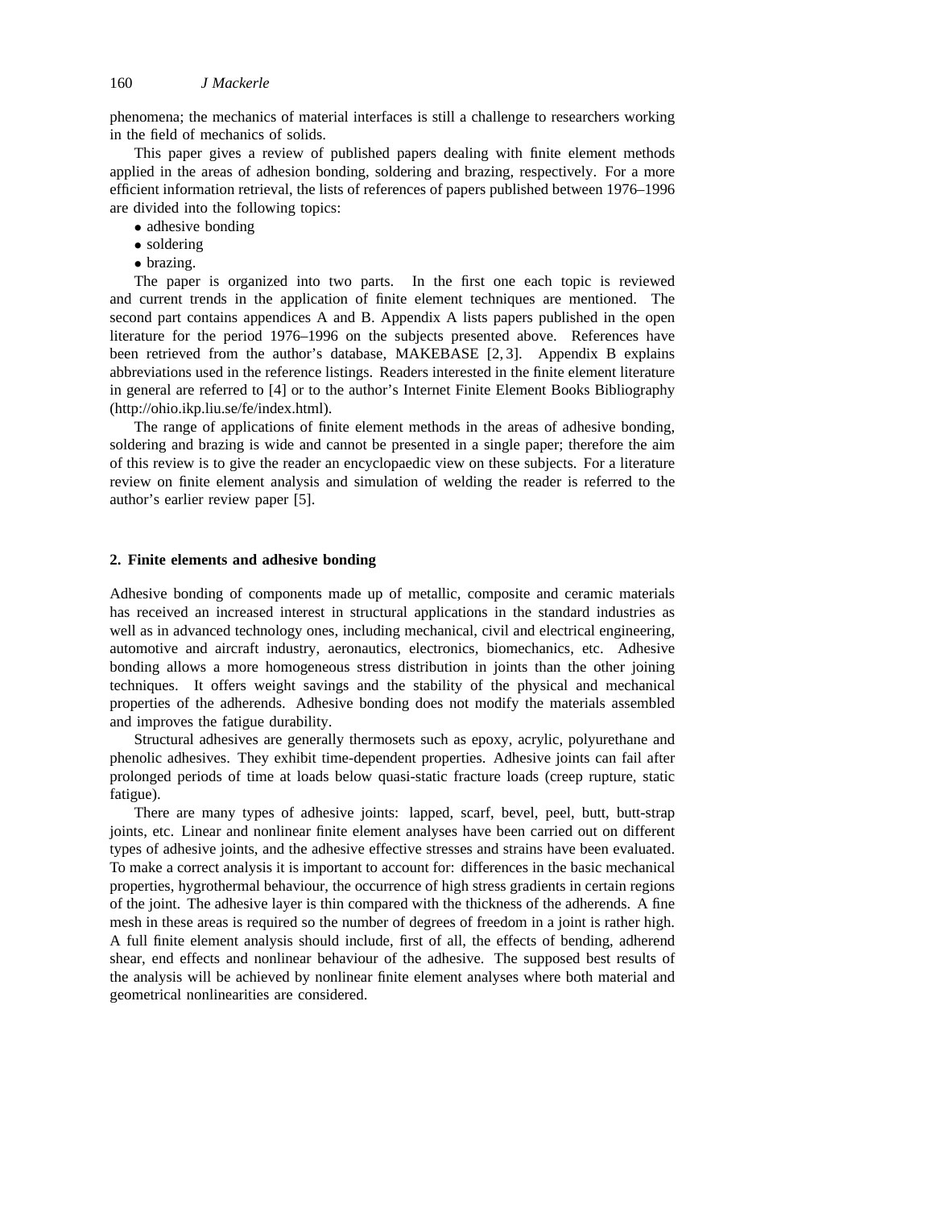phenomena; the mechanics of material interfaces is still a challenge to researchers working in the field of mechanics of solids.

This paper gives a review of published papers dealing with finite element methods applied in the areas of adhesion bonding, soldering and brazing, respectively. For a more efficient information retrieval, the lists of references of papers published between 1976–1996 are divided into the following topics:

- adhesive bonding
- soldering
- brazing.

The paper is organized into two parts. In the first one each topic is reviewed and current trends in the application of finite element techniques are mentioned. The second part contains appendices A and B. Appendix A lists papers published in the open literature for the period 1976–1996 on the subjects presented above. References have been retrieved from the author's database, MAKEBASE [2, 3]. Appendix B explains abbreviations used in the reference listings. Readers interested in the finite element literature in general are referred to [4] or to the author's Internet Finite Element Books Bibliography (http://ohio.ikp.liu.se/fe/index.html).

The range of applications of finite element methods in the areas of adhesive bonding, soldering and brazing is wide and cannot be presented in a single paper; therefore the aim of this review is to give the reader an encyclopaedic view on these subjects. For a literature review on finite element analysis and simulation of welding the reader is referred to the author's earlier review paper [5].

## 2. Finite elements and adhesive bonding

Adhesive bonding of components made up of metallic, composite and ceramic materials has received an increased interest in structural applications in the standard industries as well as in advanced technology ones, including mechanical, civil and electrical engineering, automotive and aircraft industry, aeronautics, electronics, biomechanics, etc. Adhesive bonding allows a more homogeneous stress distribution in joints than the other joining techniques. It offers weight savings and the stability of the physical and mechanical properties of the adherends. Adhesive bonding does not modify the materials assembled and improves the fatigue durability.

Structural adhesives are generally thermosets such as epoxy, acrylic, polyurethane and phenolic adhesives. They exhibit time-dependent properties. Adhesive joints can fail after prolonged periods of time at loads below quasi-static fracture loads (creep rupture, static fatigue).

There are many types of adhesive joints: lapped, scarf, bevel, peel, butt, butt-strap joints, etc. Linear and nonlinear finite element analyses have been carried out on different types of adhesive joints, and the adhesive effective stresses and strains have been evaluated. To make a correct analysis it is important to account for: differences in the basic mechanical properties, hygrothermal behaviour, the occurrence of high stress gradients in certain regions of the joint. The adhesive layer is thin compared with the thickness of the adherends. A fine mesh in these areas is required so the number of degrees of freedom in a joint is rather high. A full finite element analysis should include, first of all, the effects of bending, adherend shear, end effects and nonlinear behaviour of the adhesive. The supposed best results of the analysis will be achieved by nonlinear finite element analyses where both material and geometrical nonlinearities are considered.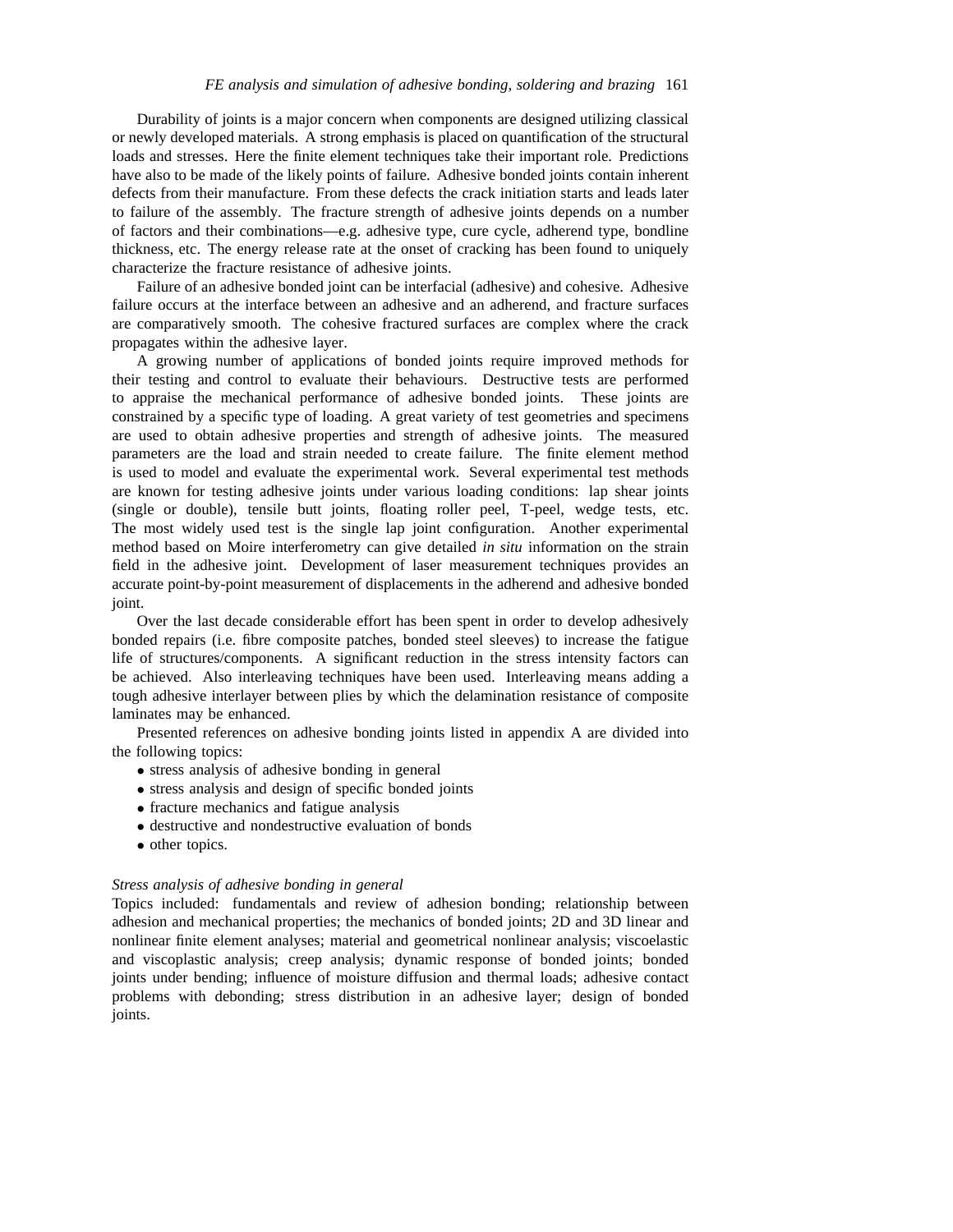Durability of joints is a major concern when components are designed utilizing classical or newly developed materials. A strong emphasis is placed on quantification of the structural loads and stresses. Here the finite element techniques take their important role. Predictions have also to be made of the likely points of failure. Adhesive bonded joints contain inherent defects from their manufacture. From these defects the crack initiation starts and leads later to failure of the assembly. The fracture strength of adhesive joints depends on a number of factors and their combinations—e.g. adhesive type, cure cycle, adherend type, bondline thickness, etc. The energy release rate at the onset of cracking has been found to uniquely characterize the fracture resistance of adhesive joints.

Failure of an adhesive bonded joint can be interfacial (adhesive) and cohesive. Adhesive failure occurs at the interface between an adhesive and an adherend, and fracture surfaces are comparatively smooth. The cohesive fractured surfaces are complex where the crack propagates within the adhesive layer.

A growing number of applications of bonded joints require improved methods for their testing and control to evaluate their behaviours. Destructive tests are performed to appraise the mechanical performance of adhesive bonded joints. These joints are constrained by a specific type of loading. A great variety of test geometries and specimens are used to obtain adhesive properties and strength of adhesive joints. The measured parameters are the load and strain needed to create failure. The finite element method is used to model and evaluate the experimental work. Several experimental test methods are known for testing adhesive joints under various loading conditions: lap shear joints (single or double), tensile butt joints, floating roller peel, T-peel, wedge tests, etc. The most widely used test is the single lap joint configuration. Another experimental method based on Moire interferometry can give detailed *in situ* information on the strain field in the adhesive joint. Development of laser measurement techniques provides an accurate point-by-point measurement of displacements in the adherend and adhesive bonded joint.

Over the last decade considerable effort has been spent in order to develop adhesively bonded repairs (i.e. fibre composite patches, bonded steel sleeves) to increase the fatigue life of structures/components. A significant reduction in the stress intensity factors can be achieved. Also interleaving techniques have been used. Interleaving means adding a tough adhesive interlayer between plies by which the delamination resistance of composite laminates may be enhanced.

Presented references on adhesive bonding joints listed in appendix A are divided into the following topics:

- stress analysis of adhesive bonding in general
- stress analysis and design of specific bonded joints
- fracture mechanics and fatigue analysis
- destructive and nondestructive evaluation of bonds
- other topics.

*Stress analysis of adhesive bonding in general*

Topics included: fundamentals and review of adhesion bonding; relationship between adhesion and mechanical properties; the mechanics of bonded joints; 2D and 3D linear and nonlinear finite element analyses; material and geometrical nonlinear analysis; viscoelastic and viscoplastic analysis; creep analysis; dynamic response of bonded joints; bonded joints under bending; influence of moisture diffusion and thermal loads; adhesive contact problems with debonding; stress distribution in an adhesive layer; design of bonded joints.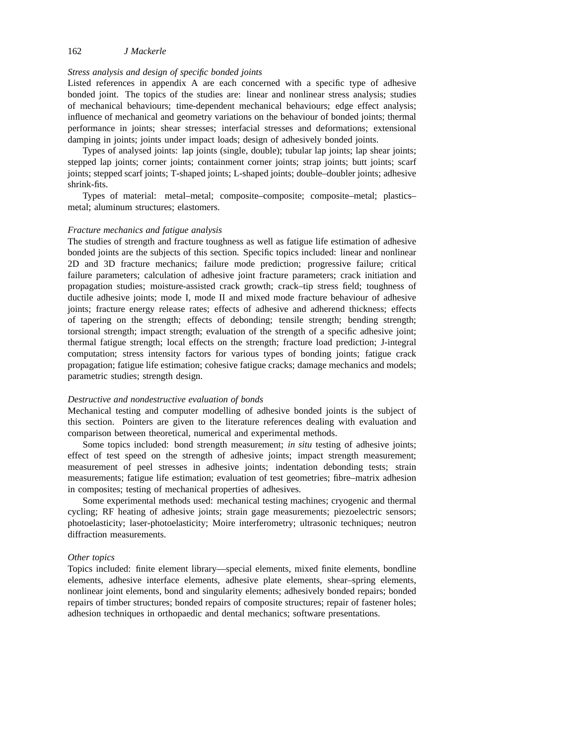*Stress analysis and design of specific bonded joints*

Listed references in appendix A are each concerned with a specific type of adhesive bonded joint. The topics of the studies are: linear and nonlinear stress analysis; studies of mechanical behaviours; time-dependent mechanical behaviours; edge effect analysis; influence of mechanical and geometry variations on the behaviour of bonded joints; thermal performance in joints; shear stresses; interfacial stresses and deformations; extensional damping in joints; joints under impact loads; design of adhesively bonded joints.

Types of analysed joints: lap joints (single, double); tubular lap joints; lap shear joints; stepped lap joints; corner joints; containment corner joints; strap joints; butt joints; scarf joints; stepped scarf joints; T-shaped joints; L-shaped joints; double–doubler joints; adhesive shrink-fits.

Types of material: metal–metal; composite–composite; composite–metal; plastics–metal; aluminum structures; elastomers.

*Fracture mechanics and fatigue analysis*

The studies of strength and fracture toughness as well as fatigue life estimation of adhesive bonded joints are the subjects of this section. Specific topics included: linear and nonlinear 2D and 3D fracture mechanics; failure mode prediction; progressive failure; critical failure parameters; calculation of adhesive joint fracture parameters; crack initiation and propagation studies; moisture-assisted crack growth; crack–tip stress field; toughness of ductile adhesive joints; mode I, mode II and mixed mode fracture behaviour of adhesive joints; fracture energy release rates; effects of adhesive and adherend thickness; effects of tapering on the strength; effects of debonding; tensile strength; bending strength; torsional strength; impact strength; evaluation of the strength of a specific adhesive joint; thermal fatigue strength; local effects on the strength; fracture load prediction; J-integral computation; stress intensity factors for various types of bonding joints; fatigue crack propagation; fatigue life estimation; cohesive fatigue cracks; damage mechanics and models; parametric studies; strength design.

*Destructive and nondestructive evaluation of bonds*

Mechanical testing and computer modelling of adhesive bonded joints is the subject of this section. Pointers are given to the literature references dealing with evaluation and comparison between theoretical, numerical and experimental methods.

Some topics included: bond strength measurement; *in situ* testing of adhesive joints; effect of test speed on the strength of adhesive joints; impact strength measurement; measurement of peel stresses in adhesive joints; indentation debonding tests; strain measurements; fatigue life estimation; evaluation of test geometries; fibre–matrix adhesion in composites; testing of mechanical properties of adhesives.

Some experimental methods used: mechanical testing machines; cryogenic and thermal cycling; RF heating of adhesive joints; strain gage measurements; piezoelectric sensors; photoelasticity; laser-photoelasticity; Moire interferometry; ultrasonic techniques; neutron diffraction measurements.

*Other topics*

Topics included: finite element library—special elements, mixed finite elements, bondline elements, adhesive interface elements, adhesive plate elements, shear–spring elements, nonlinear joint elements, bond and singularity elements; adhesively bonded repairs; bonded repairs of timber structures; bonded repairs of composite structures; repair of fastener holes; adhesion techniques in orthopaedic and dental mechanics; software presentations.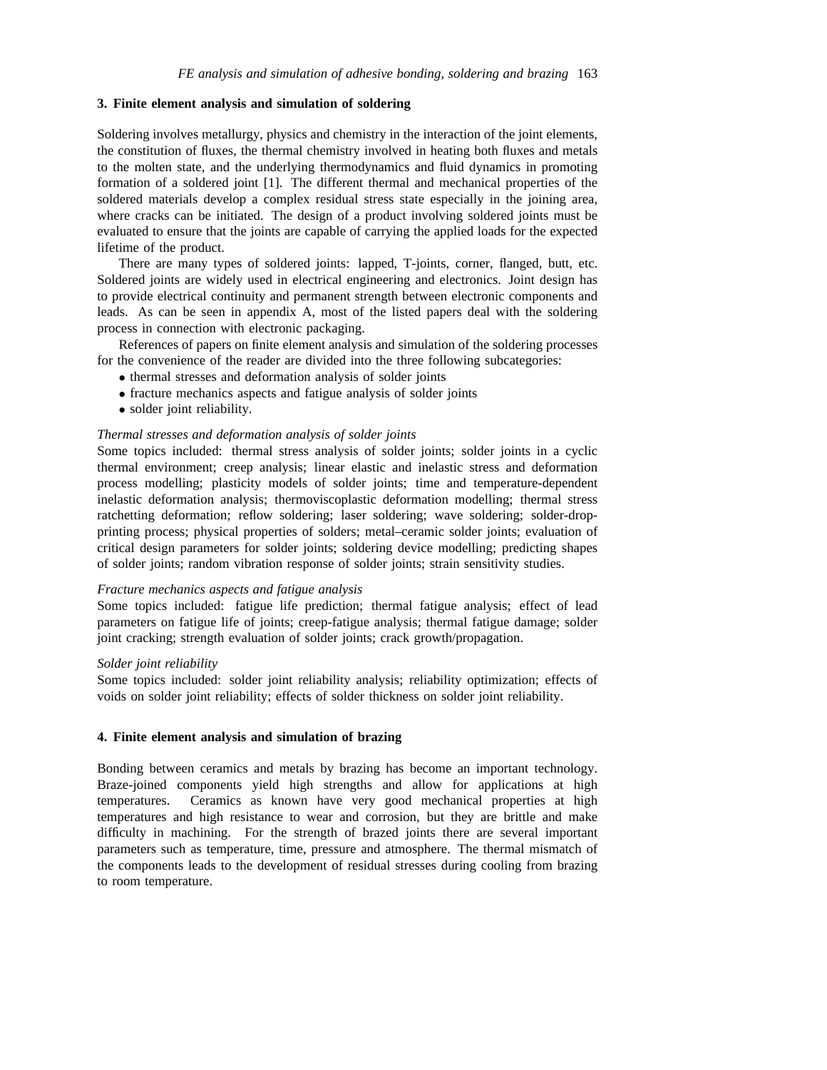## 3. Finite element analysis and simulation of soldering

Soldering involves metallurgy, physics and chemistry in the interaction of the joint elements, the constitution of fluxes, the thermal chemistry involved in heating both fluxes and metals to the molten state, and the underlying thermodynamics and fluid dynamics in promoting formation of a soldered joint [1]. The different thermal and mechanical properties of the soldered materials develop a complex residual stress state especially in the joining area, where cracks can be initiated. The design of a product involving soldered joints must be evaluated to ensure that the joints are capable of carrying the applied loads for the expected lifetime of the product.

There are many types of soldered joints: lapped, T-joints, corner, flanged, butt, etc. Soldered joints are widely used in electrical engineering and electronics. Joint design has to provide electrical continuity and permanent strength between electronic components and leads. As can be seen in appendix A, most of the listed papers deal with the soldering process in connection with electronic packaging.

References of papers on finite element analysis and simulation of the soldering processes for the convenience of the reader are divided into the three following subcategories:

- thermal stresses and deformation analysis of solder joints
- fracture mechanics aspects and fatigue analysis of solder joints
- solder joint reliability.

*Thermal stresses and deformation analysis of solder joints*

Some topics included: thermal stress analysis of solder joints; solder joints in a cyclic thermal environment; creep analysis; linear elastic and inelastic stress and deformation process modelling; plasticity models of solder joints; time and temperature-dependent inelastic deformation analysis; thermoviscoplastic deformation modelling; thermal stress ratchetting deformation; reflow soldering; laser soldering; wave soldering; solder-drop-printing process; physical properties of solders; metal–ceramic solder joints; evaluation of critical design parameters for solder joints; soldering device modelling; predicting shapes of solder joints; random vibration response of solder joints; strain sensitivity studies.

*Fracture mechanics aspects and fatigue analysis*

Some topics included: fatigue life prediction; thermal fatigue analysis; effect of lead parameters on fatigue life of joints; creep-fatigue analysis; thermal fatigue damage; solder joint cracking; strength evaluation of solder joints; crack growth/propagation.

*Solder joint reliability*

Some topics included: solder joint reliability analysis; reliability optimization; effects of voids on solder joint reliability; effects of solder thickness on solder joint reliability.

## 4. Finite element analysis and simulation of brazing

Bonding between ceramics and metals by brazing has become an important technology. Braze-joined components yield high strengths and allow for applications at high temperatures. Ceramics as known have very good mechanical properties at high temperatures and high resistance to wear and corrosion, but they are brittle and make difficulty in machining. For the strength of brazed joints there are several important parameters such as temperature, time, pressure and atmosphere. The thermal mismatch of the components leads to the development of residual stresses during cooling from brazing to room temperature.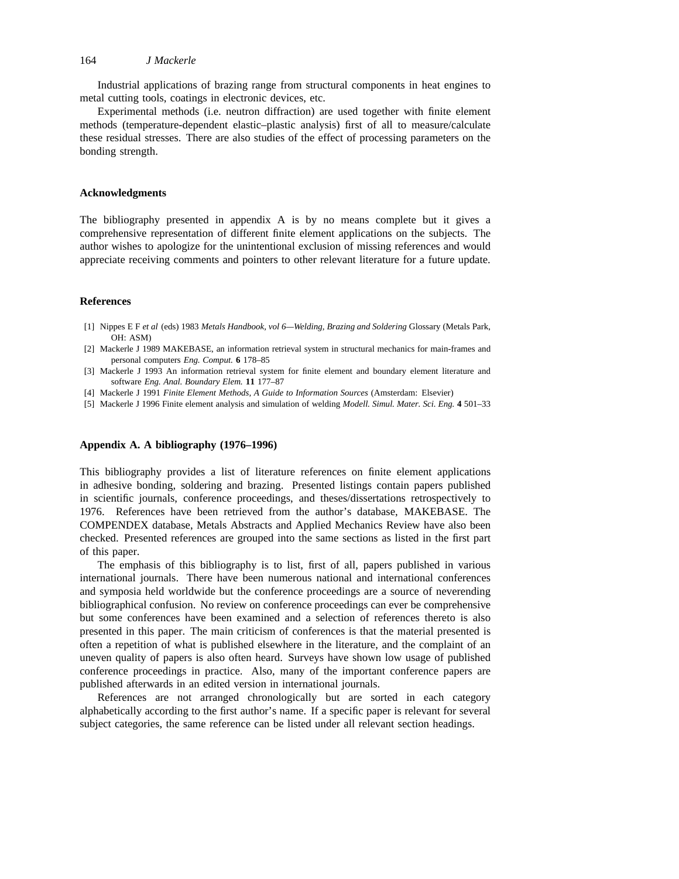Industrial applications of brazing range from structural components in heat engines to metal cutting tools, coatings in electronic devices, etc.

Experimental methods (i.e. neutron diffraction) are used together with finite element methods (temperature-dependent elastic–plastic analysis) first of all to measure/calculate these residual stresses. There are also studies of the effect of processing parameters on the bonding strength.

### Acknowledgments

The bibliography presented in appendix A is by no means complete but it gives a comprehensive representation of different finite element applications on the subjects. The author wishes to apologize for the unintentional exclusion of missing references and would appreciate receiving comments and pointers to other relevant literature for a future update.

### References

[1] Nippes E F *et al* (eds) 1983 *Metals Handbook, vol 6—Welding, Brazing and Soldering* Glossary (Metals Park, OH: ASM)

[2] Mackerle J 1989 MAKEBASE, an information retrieval system in structural mechanics for main-frames and personal computers *Eng. Comput.* **6** 178–85

[3] Mackerle J 1993 An information retrieval system for finite element and boundary element literature and software *Eng. Anal. Boundary Elem.* **11** 177–87

[4] Mackerle J 1991 *Finite Element Methods, A Guide to Information Sources* (Amsterdam: Elsevier)

[5] Mackerle J 1996 Finite element analysis and simulation of welding *Modell. Simul. Mater. Sci. Eng.* **4** 501–33

### Appendix A. A bibliography (1976–1996)

This bibliography provides a list of literature references on finite element applications in adhesive bonding, soldering and brazing. Presented listings contain papers published in scientific journals, conference proceedings, and theses/dissertations retrospectively to 1976. References have been retrieved from the author's database, MAKEBASE. The COMPENDEX database, Metals Abstracts and Applied Mechanics Review have also been checked. Presented references are grouped into the same sections as listed in the first part of this paper.

The emphasis of this bibliography is to list, first of all, papers published in various international journals. There have been numerous national and international conferences and symposia held worldwide but the conference proceedings are a source of neverending bibliographical confusion. No review on conference proceedings can ever be comprehensive but some conferences have been examined and a selection of references thereto is also presented in this paper. The main criticism of conferences is that the material presented is often a repetition of what is published elsewhere in the literature, and the complaint of an uneven quality of papers is also often heard. Surveys have shown low usage of published conference proceedings in practice. Also, many of the important conference papers are published afterwards in an edited version in international journals.

References are not arranged chronologically but are sorted in each category alphabetically according to the first author's name. If a specific paper is relevant for several subject categories, the same reference can be listed under all relevant section headings.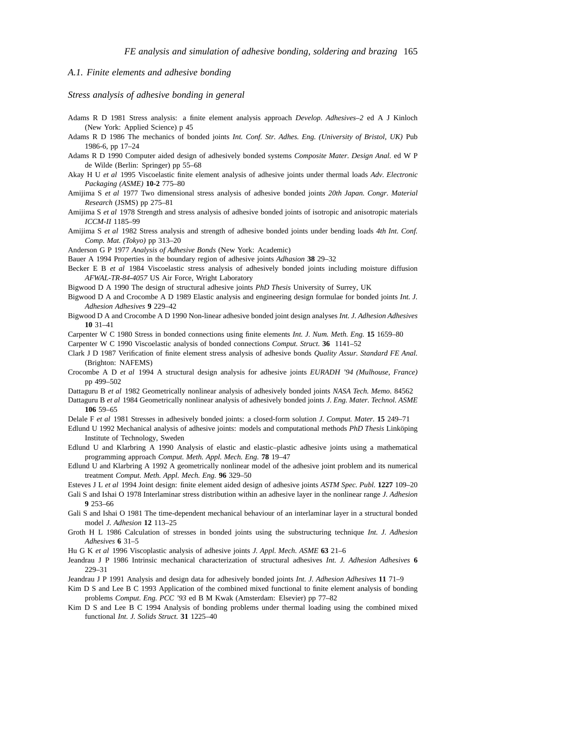## *A.1. Finite elements and adhesive bonding*

### *Stress analysis of adhesive bonding in general*

Adams R D 1981 Stress analysis: a finite element analysis approach *Develop. Adhesives–2* ed A J Kinloch (New York: Applied Science) p 45

Adams R D 1986 The mechanics of bonded joints *Int. Conf. Str. Adhes. Eng. (University of Bristol, UK)* Pub 1986-6, pp 17–24

Adams R D 1990 Computer aided design of adhesively bonded systems *Composite Mater. Design Anal.* ed W P de Wilde (Berlin: Springer) pp 55–68

Akay H U *et al* 1995 Viscoelastic finite element analysis of adhesive joints under thermal loads *Adv. Electronic Packaging (ASME)* **10-2** 775–80

Amijima S *et al* 1977 Two dimensional stress analysis of adhesive bonded joints *20th Japan. Congr. Material Research* (JSMS) pp 275–81

Amijima S *et al* 1978 Strength and stress analysis of adhesive bonded joints of isotropic and anisotropic materials *ICCM-II* 1185–99

Amijima S *et al* 1982 Stress analysis and strength of adhesive bonded joints under bending loads *4th Int. Conf. Comp. Mat. (Tokyo)* pp 313–20

Anderson G P 1977 *Analysis of Adhesive Bonds* (New York: Academic)

Bauer A 1994 Properties in the boundary region of adhesive joints *Adhasion* **38** 29–32

Becker E B *et al* 1984 Viscoelastic stress analysis of adhesively bonded joints including moisture diffusion *AFWAL-TR-84-4057* US Air Force, Wright Laboratory

Bigwood D A 1990 The design of structural adhesive joints *PhD Thesis* University of Surrey, UK

Bigwood D A and Crocombe A D 1989 Elastic analysis and engineering design formulae for bonded joints *Int. J. Adhesion Adhesives* **9** 229–42

Bigwood D A and Crocombe A D 1990 Non-linear adhesive bonded joint design analyses *Int. J. Adhesion Adhesives* **10** 31–41

Carpenter W C 1980 Stress in bonded connections using finite elements *Int. J. Num. Meth. Eng.* **15** 1659–80

Carpenter W C 1990 Viscoelastic analysis of bonded connections *Comput. Struct.* **36** 1141–52

Clark J D 1987 Verification of finite element stress analysis of adhesive bonds *Quality Assur. Standard FE Anal.* (Brighton: NAFEMS)

Crocombe A D *et al* 1994 A structural design analysis for adhesive joints *EURADH '94 (Mulhouse, France)* pp 499–502

Dattaguru B *et al* 1982 Geometrically nonlinear analysis of adhesively bonded joints *NASA Tech. Memo.* 84562

Dattaguru B *et al* 1984 Geometrically nonlinear analysis of adhesively bonded joints *J. Eng. Mater. Technol. ASME* **106** 59–65

Delale F *et al* 1981 Stresses in adhesively bonded joints: a closed-form solution *J. Comput. Mater.* **15** 249–71

Edlund U 1992 Mechanical analysis of adhesive joints: models and computational methods *PhD Thesis* Linköping Institute of Technology, Sweden

Edlund U and Klarbring A 1990 Analysis of elastic and elastic–plastic adhesive joints using a mathematical programming approach *Comput. Meth. Appl. Mech. Eng.* **78** 19–47

Edlund U and Klarbring A 1992 A geometrically nonlinear model of the adhesive joint problem and its numerical treatment *Comput. Meth. Appl. Mech. Eng.* **96** 329–50

Esteves J L *et al* 1994 Joint design: finite element aided design of adhesive joints *ASTM Spec. Publ.* **1227** 109–20

Gali S and Ishai O 1978 Interlaminar stress distribution within an adhesive layer in the nonlinear range *J. Adhesion* **9** 253–66

Gali S and Ishai O 1981 The time-dependent mechanical behaviour of an interlaminar layer in a structural bonded model *J. Adhesion* **12** 113–25

Groth H L 1986 Calculation of stresses in bonded joints using the substructuring technique *Int. J. Adhesion Adhesives* **6** 31–5

Hu G K *et al* 1996 Viscoplastic analysis of adhesive joints *J. Appl. Mech. ASME* **63** 21–6

Jeandrau J P 1986 Intrinsic mechanical characterization of structural adhesives *Int. J. Adhesion Adhesives* **6** 229–31

Jeandrau J P 1991 Analysis and design data for adhesively bonded joints *Int. J. Adhesion Adhesives* **11** 71–9

Kim D S and Lee B C 1993 Application of the combined mixed functional to finite element analysis of bonding problems *Comput. Eng. PCC '93* ed B M Kwak (Amsterdam: Elsevier) pp 77–82

Kim D S and Lee B C 1994 Analysis of bonding problems under thermal loading using the combined mixed functional *Int. J. Solids Struct.* **31** 1225–40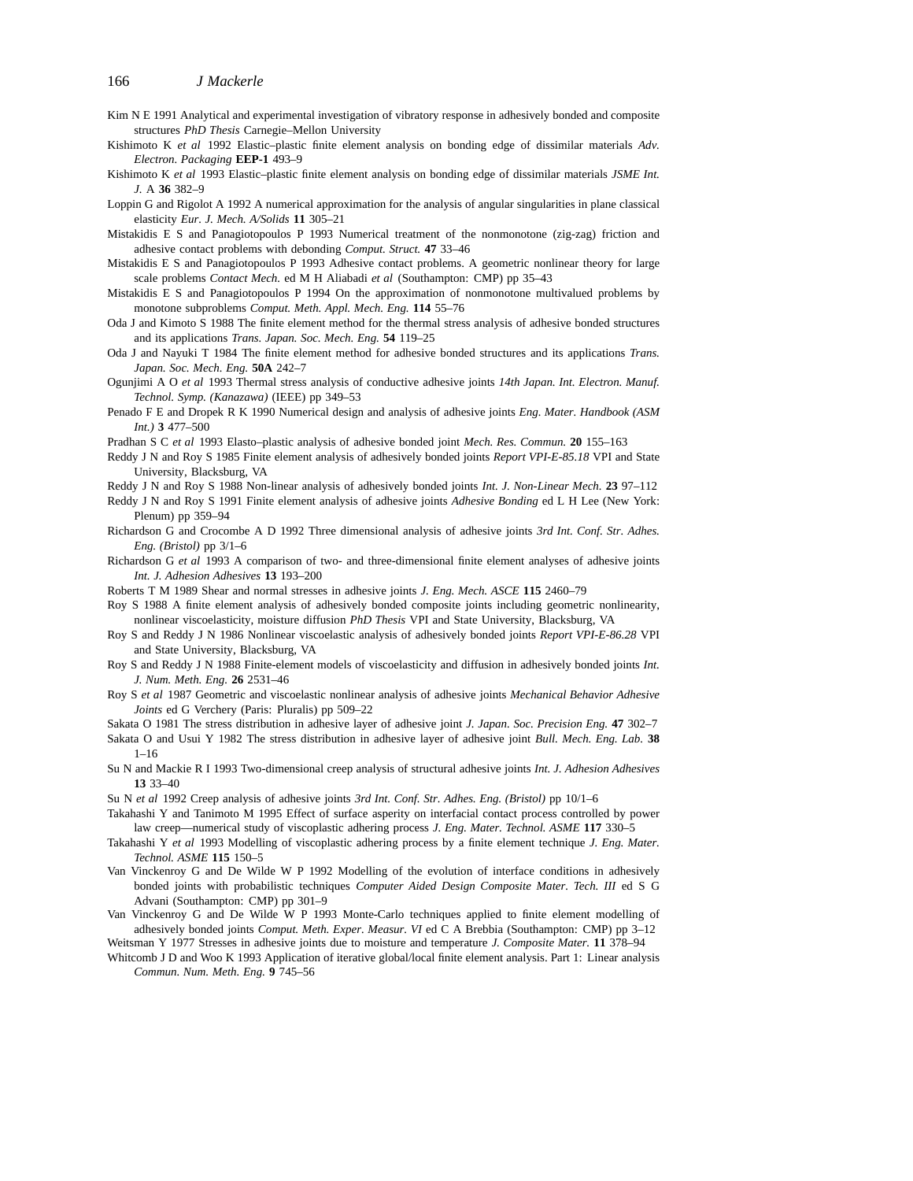Kim N E 1991 Analytical and experimental investigation of vibratory response in adhesively bonded and composite structures *PhD Thesis* Carnegie–Mellon University

Kishimoto K *et al* 1992 Elastic–plastic finite element analysis on bonding edge of dissimilar materials *Adv. Electron. Packaging* **EEP-1** 493–9

Kishimoto K *et al* 1993 Elastic–plastic finite element analysis on bonding edge of dissimilar materials *JSME Int. J.* A **36** 382–9

Loppin G and Rigolot A 1992 A numerical approximation for the analysis of angular singularities in plane classical elasticity *Eur. J. Mech. A/Solids* **11** 305–21

Mistakidis E S and Panagiotopoulos P 1993 Numerical treatment of the nonmonotone (zig-zag) friction and adhesive contact problems with debonding *Comput. Struct.* **47** 33–46

Mistakidis E S and Panagiotopoulos P 1993 Adhesive contact problems. A geometric nonlinear theory for large scale problems *Contact Mech.* ed M H Aliabadi *et al* (Southampton: CMP) pp 35–43

Mistakidis E S and Panagiotopoulos P 1994 On the approximation of nonmonotone multivalued problems by monotone subproblems *Comput. Meth. Appl. Mech. Eng.* **114** 55–76

Oda J and Kimoto S 1988 The finite element method for the thermal stress analysis of adhesive bonded structures and its applications *Trans. Japan. Soc. Mech. Eng.* **54** 119–25

Oda J and Nayuki T 1984 The finite element method for adhesive bonded structures and its applications *Trans. Japan. Soc. Mech. Eng.* **50A** 242–7

Ogunjimi A O *et al* 1993 Thermal stress analysis of conductive adhesive joints *14th Japan. Int. Electron. Manuf. Technol. Symp. (Kanazawa)* (IEEE) pp 349–53

Penado F E and Dropek R K 1990 Numerical design and analysis of adhesive joints *Eng. Mater. Handbook (ASM Int.)* **3** 477–500

Pradhan S C *et al* 1993 Elasto–plastic analysis of adhesive bonded joint *Mech. Res. Commun.* **20** 155–163

Reddy J N and Roy S 1985 Finite element analysis of adhesively bonded joints *Report VPI-E-85.18* VPI and State University, Blacksburg, VA

Reddy J N and Roy S 1988 Non-linear analysis of adhesively bonded joints *Int. J. Non-Linear Mech.* **23** 97–112

Reddy J N and Roy S 1991 Finite element analysis of adhesive joints *Adhesive Bonding* ed L H Lee (New York: Plenum) pp 359–94

Richardson G and Crocombe A D 1992 Three dimensional analysis of adhesive joints *3rd Int. Conf. Str. Adhes. Eng. (Bristol)* pp 3/1–6

Richardson G *et al* 1993 A comparison of two- and three-dimensional finite element analyses of adhesive joints *Int. J. Adhesion Adhesives* **13** 193–200

Roberts T M 1989 Shear and normal stresses in adhesive joints *J. Eng. Mech. ASCE* **115** 2460–79

Roy S 1988 A finite element analysis of adhesively bonded composite joints including geometric nonlinearity, nonlinear viscoelasticity, moisture diffusion *PhD Thesis* VPI and State University, Blacksburg, VA

Roy S and Reddy J N 1986 Nonlinear viscoelastic analysis of adhesively bonded joints *Report VPI-E-86.28* VPI and State University, Blacksburg, VA

Roy S and Reddy J N 1988 Finite-element models of viscoelasticity and diffusion in adhesively bonded joints *Int. J. Num. Meth. Eng.* **26** 2531–46

Roy S *et al* 1987 Geometric and viscoelastic nonlinear analysis of adhesive joints *Mechanical Behavior Adhesive Joints* ed G Verchery (Paris: Pluralis) pp 509–22

Sakata O 1981 The stress distribution in adhesive layer of adhesive joint *J. Japan. Soc. Precision Eng.* **47** 302–7

Sakata O and Usui Y 1982 The stress distribution in adhesive layer of adhesive joint *Bull. Mech. Eng. Lab.* **38** 1–16

Su N and Mackie R I 1993 Two-dimensional creep analysis of structural adhesive joints *Int. J. Adhesion Adhesives* **13** 33–40

Su N *et al* 1992 Creep analysis of adhesive joints *3rd Int. Conf. Str. Adhes. Eng. (Bristol)* pp 10/1–6

Takahashi Y and Tanimoto M 1995 Effect of surface asperity on interfacial contact process controlled by power law creep—numerical study of viscoplastic adhering process *J. Eng. Mater. Technol. ASME* **117** 330–5

Takahashi Y *et al* 1993 Modelling of viscoplastic adhering process by a finite element technique *J. Eng. Mater. Technol. ASME* **115** 150–5

Van Vinckenroy G and De Wilde W P 1992 Modelling of the evolution of interface conditions in adhesively bonded joints with probabilistic techniques *Computer Aided Design Composite Mater. Tech. III* ed S G Advani (Southampton: CMP) pp 301–9

Van Vinckenroy G and De Wilde W P 1993 Monte-Carlo techniques applied to finite element modelling of adhesively bonded joints *Comput. Meth. Exper. Measur. VI* ed C A Brebbia (Southampton: CMP) pp 3–12

Weitsman Y 1977 Stresses in adhesive joints due to moisture and temperature *J. Composite Mater.* **11** 378–94

Whitcomb J D and Woo K 1993 Application of iterative global/local finite element analysis. Part 1: Linear analysis *Commun. Num. Meth. Eng.* **9** 745–56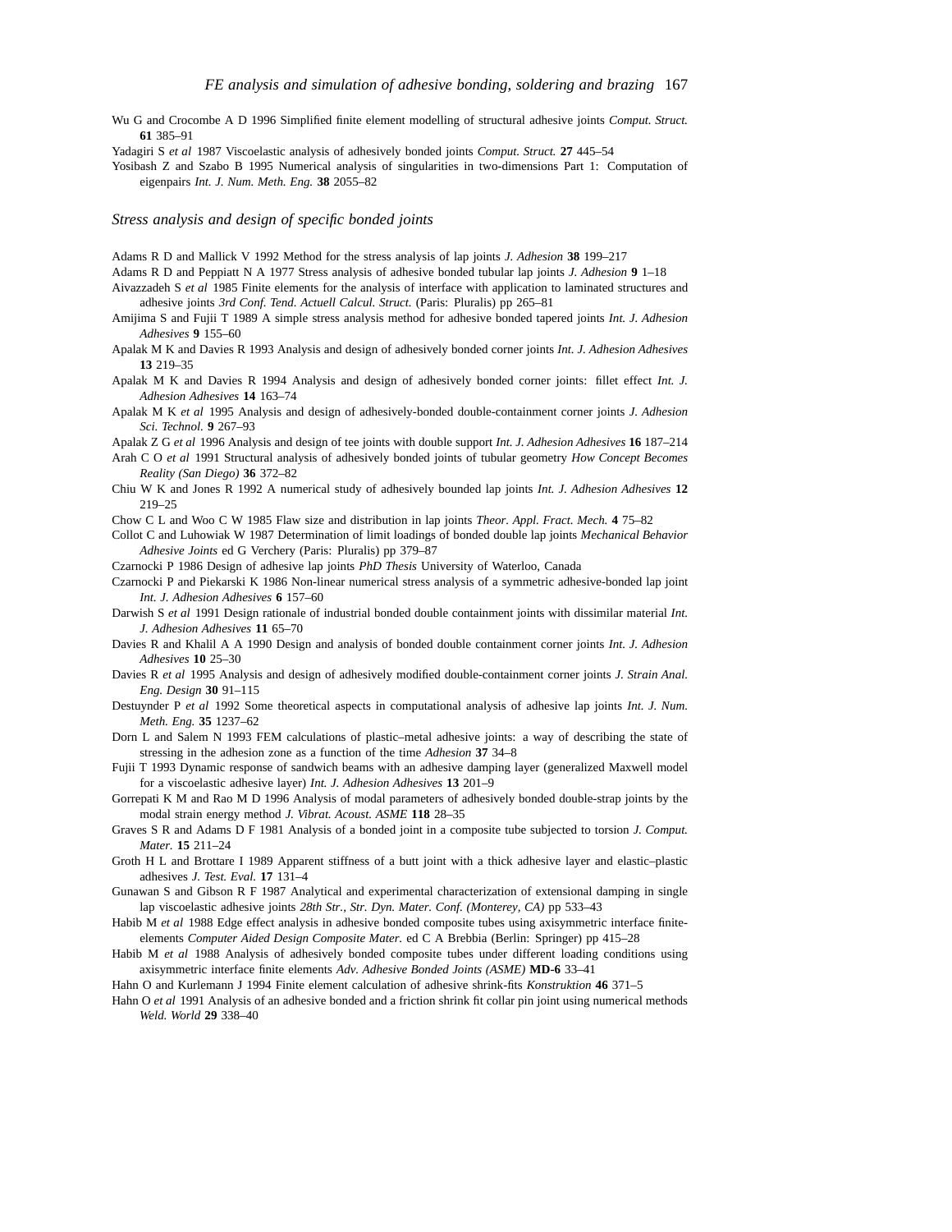Wu G and Crocombe A D 1996 Simplified finite element modelling of structural adhesive joints *Comput. Struct.* **61** 385–91

Yadagiri S *et al* 1987 Viscoelastic analysis of adhesively bonded joints *Comput. Struct.* **27** 445–54

Yosibash Z and Szabo B 1995 Numerical analysis of singularities in two-dimensions Part 1: Computation of eigenpairs *Int. J. Num. Meth. Eng.* **38** 2055–82

## *Stress analysis and design of specific bonded joints*

Adams R D and Mallick V 1992 Method for the stress analysis of lap joints *J. Adhesion* **38** 199–217

Adams R D and Peppiatt N A 1977 Stress analysis of adhesive bonded tubular lap joints *J. Adhesion* **9** 1–18

Aivazzadeh S *et al* 1985 Finite elements for the analysis of interface with application to laminated structures and adhesive joints *3rd Conf. Tend. Actuell Calcul. Struct.* (Paris: Pluralis) pp 265–81

Amijima S and Fujii T 1989 A simple stress analysis method for adhesive bonded tapered joints *Int. J. Adhesion Adhesives* **9** 155–60

Apalak M K and Davies R 1993 Analysis and design of adhesively bonded corner joints *Int. J. Adhesion Adhesives* **13** 219–35

Apalak M K and Davies R 1994 Analysis and design of adhesively bonded corner joints: fillet effect *Int. J. Adhesion Adhesives* **14** 163–74

Apalak M K *et al* 1995 Analysis and design of adhesively-bonded double-containment corner joints *J. Adhesion Sci. Technol.* **9** 267–93

Apalak Z G *et al* 1996 Analysis and design of tee joints with double support *Int. J. Adhesion Adhesives* **16** 187–214

Arah C O *et al* 1991 Structural analysis of adhesively bonded joints of tubular geometry *How Concept Becomes Reality (San Diego)* **36** 372–82

Chiu W K and Jones R 1992 A numerical study of adhesively bounded lap joints *Int. J. Adhesion Adhesives* **12** 219–25

Chow C L and Woo C W 1985 Flaw size and distribution in lap joints *Theor. Appl. Fract. Mech.* **4** 75–82

Collot C and Luhowiak W 1987 Determination of limit loadings of bonded double lap joints *Mechanical Behavior Adhesive Joints* ed G Verchery (Paris: Pluralis) pp 379–87

Czarnocki P 1986 Design of adhesive lap joints *PhD Thesis* University of Waterloo, Canada

Czarnocki P and Piekarski K 1986 Non-linear numerical stress analysis of a symmetric adhesive-bonded lap joint *Int. J. Adhesion Adhesives* **6** 157–60

Darwish S *et al* 1991 Design rationale of industrial bonded double containment joints with dissimilar material *Int. J. Adhesion Adhesives* **11** 65–70

Davies R and Khalil A A 1990 Design and analysis of bonded double containment corner joints *Int. J. Adhesion Adhesives* **10** 25–30

Davies R *et al* 1995 Analysis and design of adhesively modified double-containment corner joints *J. Strain Anal. Eng. Design* **30** 91–115

Destuynder P *et al* 1992 Some theoretical aspects in computational analysis of adhesive lap joints *Int. J. Num. Meth. Eng.* **35** 1237–62

Dorn L and Salem N 1993 FEM calculations of plastic–metal adhesive joints: a way of describing the state of stressing in the adhesion zone as a function of the time *Adhesion* **37** 34–8

Fujii T 1993 Dynamic response of sandwich beams with an adhesive damping layer (generalized Maxwell model for a viscoelastic adhesive layer) *Int. J. Adhesion Adhesives* **13** 201–9

Gorrepati K M and Rao M D 1996 Analysis of modal parameters of adhesively bonded double-strap joints by the modal strain energy method *J. Vibrat. Acoust. ASME* **118** 28–35

Graves S R and Adams D F 1981 Analysis of a bonded joint in a composite tube subjected to torsion *J. Comput. Mater.* **15** 211–24

Groth H L and Brottare I 1989 Apparent stiffness of a butt joint with a thick adhesive layer and elastic–plastic adhesives *J. Test. Eval.* **17** 131–4

Gunawan S and Gibson R F 1987 Analytical and experimental characterization of extensional damping in single lap viscoelastic adhesive joints *28th Str., Str. Dyn. Mater. Conf. (Monterey, CA)* pp 533–43

Habib M *et al* 1988 Edge effect analysis in adhesive bonded composite tubes using axisymmetric interface finite-elements *Computer Aided Design Composite Mater.* ed C A Brebbia (Berlin: Springer) pp 415–28

Habib M *et al* 1988 Analysis of adhesively bonded composite tubes under different loading conditions using axisymmetric interface finite elements *Adv. Adhesive Bonded Joints (ASME)* **MD-6** 33–41

Hahn O and Kurlemann J 1994 Finite element calculation of adhesive shrink-fits *Konstruktion* **46** 371–5

Hahn O *et al* 1991 Analysis of an adhesive bonded and a friction shrink fit collar pin joint using numerical methods *Weld. World* **29** 338–40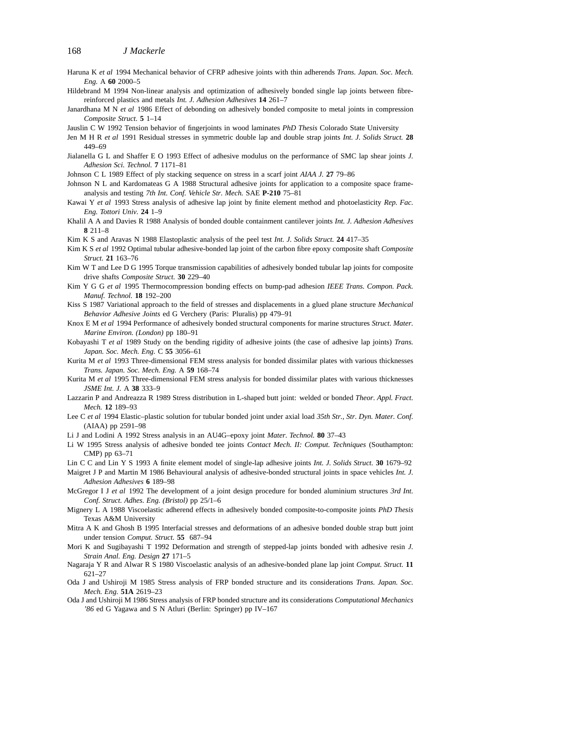Haruna K *et al* 1994 Mechanical behavior of CFRP adhesive joints with thin adherends *Trans. Japan. Soc. Mech. Eng.* A **60** 2000–5

Hildebrand M 1994 Non-linear analysis and optimization of adhesively bonded single lap joints between fibre-reinforced plastics and metals *Int. J. Adhesion Adhesives* **14** 261–7

Janardhana M N *et al* 1986 Effect of debonding on adhesively bonded composite to metal joints in compression *Composite Struct.* **5** 1–14

Jauslin C W 1992 Tension behavior of fingerjoints in wood laminates *PhD Thesis* Colorado State University

Jen M H R *et al* 1991 Residual stresses in symmetric double lap and double strap joints *Int. J. Solids Struct.* **28** 449–69

Jialanella G L and Shaffer E O 1993 Effect of adhesive modulus on the performance of SMC lap shear joints *J. Adhesion Sci. Technol.* **7** 1171–81

Johnson C L 1989 Effect of ply stacking sequence on stress in a scarf joint *AIAA J.* **27** 79–86

Johnson N L and Kardomateas G A 1988 Structural adhesive joints for application to a composite space frame-analysis and testing *7th Int. Conf. Vehicle Str. Mech.* SAE **P-210** 75–81

Kawai Y *et al* 1993 Stress analysis of adhesive lap joint by finite element method and photoelasticity *Rep. Fac. Eng. Tottori Univ.* **24** 1–9

Khalil A A and Davies R 1988 Analysis of bonded double containment cantilever joints *Int. J. Adhesion Adhesives* **8** 211–8

Kim K S and Aravas N 1988 Elastoplastic analysis of the peel test *Int. J. Solids Struct.* **24** 417–35

Kim K S *et al* 1992 Optimal tubular adhesive-bonded lap joint of the carbon fibre epoxy composite shaft *Composite Struct.* **21** 163–76

Kim W T and Lee D G 1995 Torque transmission capabilities of adhesively bonded tubular lap joints for composite drive shafts *Composite Struct.* **30** 229–40

Kim Y G G *et al* 1995 Thermocompression bonding effects on bump-pad adhesion *IEEE Trans. Compon. Pack. Manuf. Technol.* **18** 192–200

Kiss S 1987 Variational approach to the field of stresses and displacements in a glued plane structure *Mechanical Behavior Adhesive Joints* ed G Verchery (Paris: Pluralis) pp 479–91

Knox E M *et al* 1994 Performance of adhesively bonded structural components for marine structures *Struct. Mater. Marine Environ. (London)* pp 180–91

Kobayashi T *et al* 1989 Study on the bending rigidity of adhesive joints (the case of adhesive lap joints) *Trans. Japan. Soc. Mech. Eng.* C **55** 3056–61

Kurita M *et al* 1993 Three-dimensional FEM stress analysis for bonded dissimilar plates with various thicknesses *Trans. Japan. Soc. Mech. Eng.* A **59** 168–74

Kurita M *et al* 1995 Three-dimensional FEM stress analysis for bonded dissimilar plates with various thicknesses *JSME Int. J.* A **38** 333–9

Lazzarin P and Andreazza R 1989 Stress distribution in L-shaped butt joint: welded or bonded *Theor. Appl. Fract. Mech.* **12** 189–93

Lee C *et al* 1994 Elastic–plastic solution for tubular bonded joint under axial load *35th Str., Str. Dyn. Mater. Conf.* (AIAA) pp 2591–98

Li J and Lodini A 1992 Stress analysis in an AU4G–epoxy joint *Mater. Technol.* **80** 37–43

Li W 1995 Stress analysis of adhesive bonded tee joints *Contact Mech. II: Comput. Techniques* (Southampton: CMP) pp 63–71

Lin C C and Lin Y S 1993 A finite element model of single-lap adhesive joints *Int. J. Solids Struct.* **30** 1679–92

Maigret J P and Martin M 1986 Behavioural analysis of adhesive-bonded structural joints in space vehicles *Int. J. Adhesion Adhesives* **6** 189–98

McGregor I J *et al* 1992 The development of a joint design procedure for bonded aluminium structures *3rd Int. Conf. Struct. Adhes. Eng. (Bristol)* pp 25/1–6

Mignery L A 1988 Viscoelastic adherend effects in adhesively bonded composite-to-composite joints *PhD Thesis* Texas A&M University

Mitra A K and Ghosh B 1995 Interfacial stresses and deformations of an adhesive bonded double strap butt joint under tension *Comput. Struct.* **55** 687–94

Mori K and Sugibayashi T 1992 Deformation and strength of stepped-lap joints bonded with adhesive resin *J. Strain Anal. Eng. Design* **27** 171–5

Nagaraja Y R and Alwar R S 1980 Viscoelastic analysis of an adhesive-bonded plane lap joint *Comput. Struct.* **11** 621–27

Oda J and Ushiroji M 1985 Stress analysis of FRP bonded structure and its considerations *Trans. Japan. Soc. Mech. Eng.* **51A** 2619–23

Oda J and Ushiroji M 1986 Stress analysis of FRP bonded structure and its considerations *Computational Mechanics '86* ed G Yagawa and S N Atluri (Berlin: Springer) pp IV–167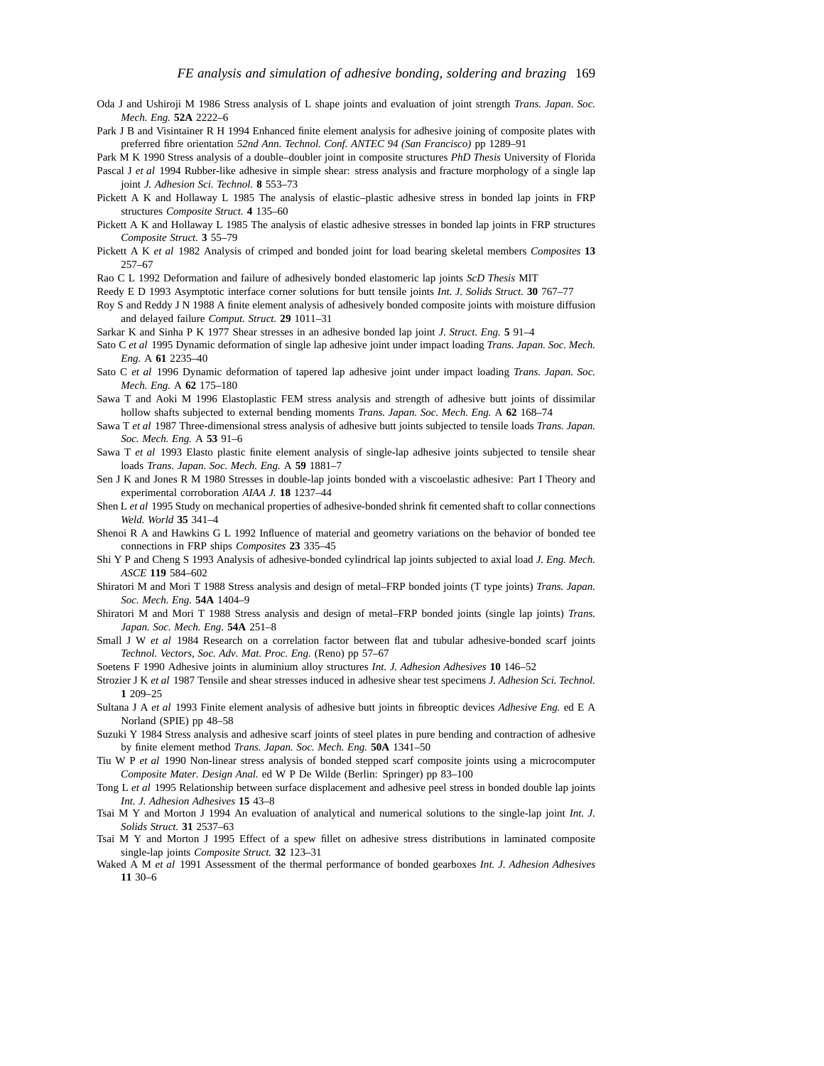Oda J and Ushiroji M 1986 Stress analysis of L shape joints and evaluation of joint strength *Trans. Japan. Soc. Mech. Eng.* **52A** 2222–6

Park J B and Visintainer R H 1994 Enhanced finite element analysis for adhesive joining of composite plates with preferred fibre orientation *52nd Ann. Technol. Conf. ANTEC 94 (San Francisco)* pp 1289–91

Park M K 1990 Stress analysis of a double–doubler joint in composite structures *PhD Thesis* University of Florida

Pascal J *et al* 1994 Rubber-like adhesive in simple shear: stress analysis and fracture morphology of a single lap joint *J. Adhesion Sci. Technol.* **8** 553–73

Pickett A K and Hollaway L 1985 The analysis of elastic–plastic adhesive stress in bonded lap joints in FRP structures *Composite Struct.* **4** 135–60

Pickett A K and Hollaway L 1985 The analysis of elastic adhesive stresses in bonded lap joints in FRP structures *Composite Struct.* **3** 55–79

Pickett A K *et al* 1982 Analysis of crimped and bonded joint for load bearing skeletal members *Composites* **13** 257–67

Rao C L 1992 Deformation and failure of adhesively bonded elastomeric lap joints *ScD Thesis* MIT

Reedy E D 1993 Asymptotic interface corner solutions for butt tensile joints *Int. J. Solids Struct.* **30** 767–77

Roy S and Reddy J N 1988 A finite element analysis of adhesively bonded composite joints with moisture diffusion and delayed failure *Comput. Struct.* **29** 1011–31

Sarkar K and Sinha P K 1977 Shear stresses in an adhesive bonded lap joint *J. Struct. Eng.* **5** 91–4

Sato C *et al* 1995 Dynamic deformation of single lap adhesive joint under impact loading *Trans. Japan. Soc. Mech. Eng.* A **61** 2235–40

Sato C *et al* 1996 Dynamic deformation of tapered lap adhesive joint under impact loading *Trans. Japan. Soc. Mech. Eng.* A **62** 175–180

Sawa T and Aoki M 1996 Elastoplastic FEM stress analysis and strength of adhesive butt joints of dissimilar hollow shafts subjected to external bending moments *Trans. Japan. Soc. Mech. Eng.* A **62** 168–74

Sawa T *et al* 1987 Three-dimensional stress analysis of adhesive butt joints subjected to tensile loads *Trans. Japan. Soc. Mech. Eng.* A **53** 91–6

Sawa T *et al* 1993 Elasto plastic finite element analysis of single-lap adhesive joints subjected to tensile shear loads *Trans. Japan. Soc. Mech. Eng.* A **59** 1881–7

Sen J K and Jones R M 1980 Stresses in double-lap joints bonded with a viscoelastic adhesive: Part I Theory and experimental corroboration *AIAA J.* **18** 1237–44

Shen L *et al* 1995 Study on mechanical properties of adhesive-bonded shrink fit cemented shaft to collar connections *Weld. World* **35** 341–4

Shenoi R A and Hawkins G L 1992 Influence of material and geometry variations on the behavior of bonded tee connections in FRP ships *Composites* **23** 335–45

Shi Y P and Cheng S 1993 Analysis of adhesive-bonded cylindrical lap joints subjected to axial load *J. Eng. Mech. ASCE* **119** 584–602

Shiratori M and Mori T 1988 Stress analysis and design of metal–FRP bonded joints (T type joints) *Trans. Japan. Soc. Mech. Eng.* **54A** 1404–9

Shiratori M and Mori T 1988 Stress analysis and design of metal–FRP bonded joints (single lap joints) *Trans. Japan. Soc. Mech. Eng.* **54A** 251–8

Small J W *et al* 1984 Research on a correlation factor between flat and tubular adhesive-bonded scarf joints *Technol. Vectors, Soc. Adv. Mat. Proc. Eng.* (Reno) pp 57–67

Soetens F 1990 Adhesive joints in aluminium alloy structures *Int. J. Adhesion Adhesives* **10** 146–52

Strozier J K *et al* 1987 Tensile and shear stresses induced in adhesive shear test specimens *J. Adhesion Sci. Technol.* **1** 209–25

Sultana J A *et al* 1993 Finite element analysis of adhesive butt joints in fibreoptic devices *Adhesive Eng.* ed E A Norland (SPIE) pp 48–58

Suzuki Y 1984 Stress analysis and adhesive scarf joints of steel plates in pure bending and contraction of adhesive by finite element method *Trans. Japan. Soc. Mech. Eng.* **50A** 1341–50

Tiu W P *et al* 1990 Non-linear stress analysis of bonded stepped scarf composite joints using a microcomputer *Composite Mater. Design Anal.* ed W P De Wilde (Berlin: Springer) pp 83–100

Tong L *et al* 1995 Relationship between surface displacement and adhesive peel stress in bonded double lap joints *Int. J. Adhesion Adhesives* **15** 43–8

Tsai M Y and Morton J 1994 An evaluation of analytical and numerical solutions to the single-lap joint *Int. J. Solids Struct.* **31** 2537–63

Tsai M Y and Morton J 1995 Effect of a spew fillet on adhesive stress distributions in laminated composite single-lap joints *Composite Struct.* **32** 123–31

Waked A M *et al* 1991 Assessment of the thermal performance of bonded gearboxes *Int. J. Adhesion Adhesives* **11** 30–6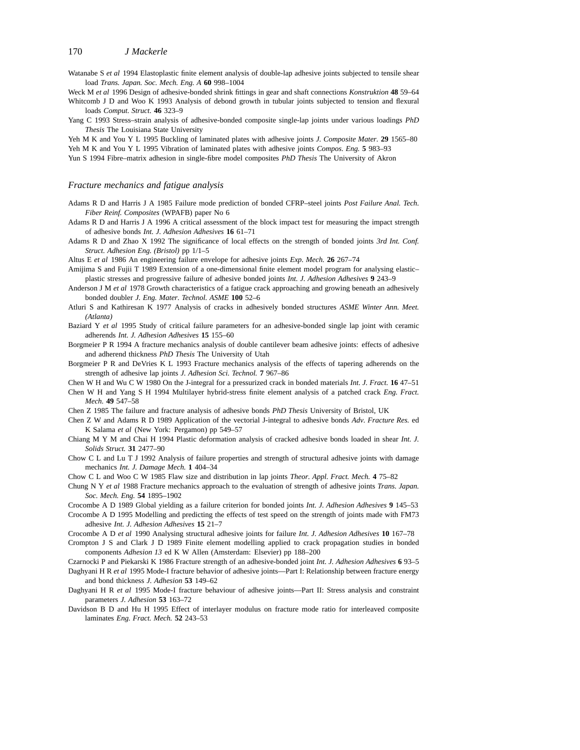Watanabe S *et al* 1994 Elastoplastic finite element analysis of double-lap adhesive joints subjected to tensile shear load *Trans. Japan. Soc. Mech. Eng. A* **60** 998–1004

Weck M *et al* 1996 Design of adhesive-bonded shrink fittings in gear and shaft connections *Konstruktion* **48** 59–64

Whitcomb J D and Woo K 1993 Analysis of debond growth in tubular joints subjected to tension and flexural loads *Comput. Struct.* **46** 323–9

Yang C 1993 Stress–strain analysis of adhesive-bonded composite single-lap joints under various loadings *PhD Thesis* The Louisiana State University

Yeh M K and You Y L 1995 Buckling of laminated plates with adhesive joints *J. Composite Mater.* **29** 1565–80

Yeh M K and You Y L 1995 Vibration of laminated plates with adhesive joints *Compos. Eng.* **5** 983–93

Yun S 1994 Fibre–matrix adhesion in single-fibre model composites *PhD Thesis* The University of Akron

### *Fracture mechanics and fatigue analysis*

Adams R D and Harris J A 1985 Failure mode prediction of bonded CFRP–steel joints *Post Failure Anal. Tech. Fiber Reinf. Composites* (WPAFB) paper No 6

Adams R D and Harris J A 1996 A critical assessment of the block impact test for measuring the impact strength of adhesive bonds *Int. J. Adhesion Adhesives* **16** 61–71

Adams R D and Zhao X 1992 The significance of local effects on the strength of bonded joints *3rd Int. Conf. Struct. Adhesion Eng. (Bristol)* pp 1/1–5

Altus E *et al* 1986 An engineering failure envelope for adhesive joints *Exp. Mech.* **26** 267–74

Amijima S and Fujii T 1989 Extension of a one-dimensional finite element model program for analysing elastic–plastic stresses and progressive failure of adhesive bonded joints *Int. J. Adhesion Adhesives* **9** 243–9

Anderson J M *et al* 1978 Growth characteristics of a fatigue crack approaching and growing beneath an adhesively bonded doubler *J. Eng. Mater. Technol. ASME* **100** 52–6

Atluri S and Kathiresan K 1977 Analysis of cracks in adhesively bonded structures *ASME Winter Ann. Meet. (Atlanta)*

Baziard Y *et al* 1995 Study of critical failure parameters for an adhesive-bonded single lap joint with ceramic adherends *Int. J. Adhesion Adhesives* **15** 155–60

Borgmeier P R 1994 A fracture mechanics analysis of double cantilever beam adhesive joints: effects of adhesive and adherend thickness *PhD Thesis* The University of Utah

Borgmeier P R and DeVries K L 1993 Fracture mechanics analysis of the effects of tapering adherends on the strength of adhesive lap joints *J. Adhesion Sci. Technol.* **7** 967–86

Chen W H and Wu C W 1980 On the J-integral for a pressurized crack in bonded materials *Int. J. Fract.* **16** 47–51

Chen W H and Yang S H 1994 Multilayer hybrid-stress finite element analysis of a patched crack *Eng. Fract. Mech.* **49** 547–58

Chen Z 1985 The failure and fracture analysis of adhesive bonds *PhD Thesis* University of Bristol, UK

Chen Z W and Adams R D 1989 Application of the vectorial J-integral to adhesive bonds *Adv. Fracture Res.* ed K Salama *et al* (New York: Pergamon) pp 549–57

Chiang M Y M and Chai H 1994 Plastic deformation analysis of cracked adhesive bonds loaded in shear *Int. J. Solids Struct.* **31** 2477–90

Chow C L and Lu T J 1992 Analysis of failure properties and strength of structural adhesive joints with damage mechanics *Int. J. Damage Mech.* **1** 404–34

Chow C L and Woo C W 1985 Flaw size and distribution in lap joints *Theor. Appl. Fract. Mech.* **4** 75–82

Chung N Y *et al* 1988 Fracture mechanics approach to the evaluation of strength of adhesive joints *Trans. Japan. Soc. Mech. Eng.* **54** 1895–1902

Crocombe A D 1989 Global yielding as a failure criterion for bonded joints *Int. J. Adhesion Adhesives* **9** 145–53

Crocombe A D 1995 Modelling and predicting the effects of test speed on the strength of joints made with FM73 adhesive *Int. J. Adhesion Adhesives* **15** 21–7

Crocombe A D *et al* 1990 Analysing structural adhesive joints for failure *Int. J. Adhesion Adhesives* **10** 167–78

Crompton J S and Clark J D 1989 Finite element modelling applied to crack propagation studies in bonded components *Adhesion 13* ed K W Allen (Amsterdam: Elsevier) pp 188–200

Czarnocki P and Piekarski K 1986 Fracture strength of an adhesive-bonded joint *Int. J. Adhesion Adhesives* **6** 93–5

Daghyani H R *et al* 1995 Mode-I fracture behavior of adhesive joints—Part I: Relationship between fracture energy and bond thickness *J. Adhesion* **53** 149–62

Daghyani H R *et al* 1995 Mode-I fracture behaviour of adhesive joints—Part II: Stress analysis and constraint parameters *J. Adhesion* **53** 163–72

Davidson B D and Hu H 1995 Effect of interlayer modulus on fracture mode ratio for interleaved composite laminates *Eng. Fract. Mech.* **52** 243–53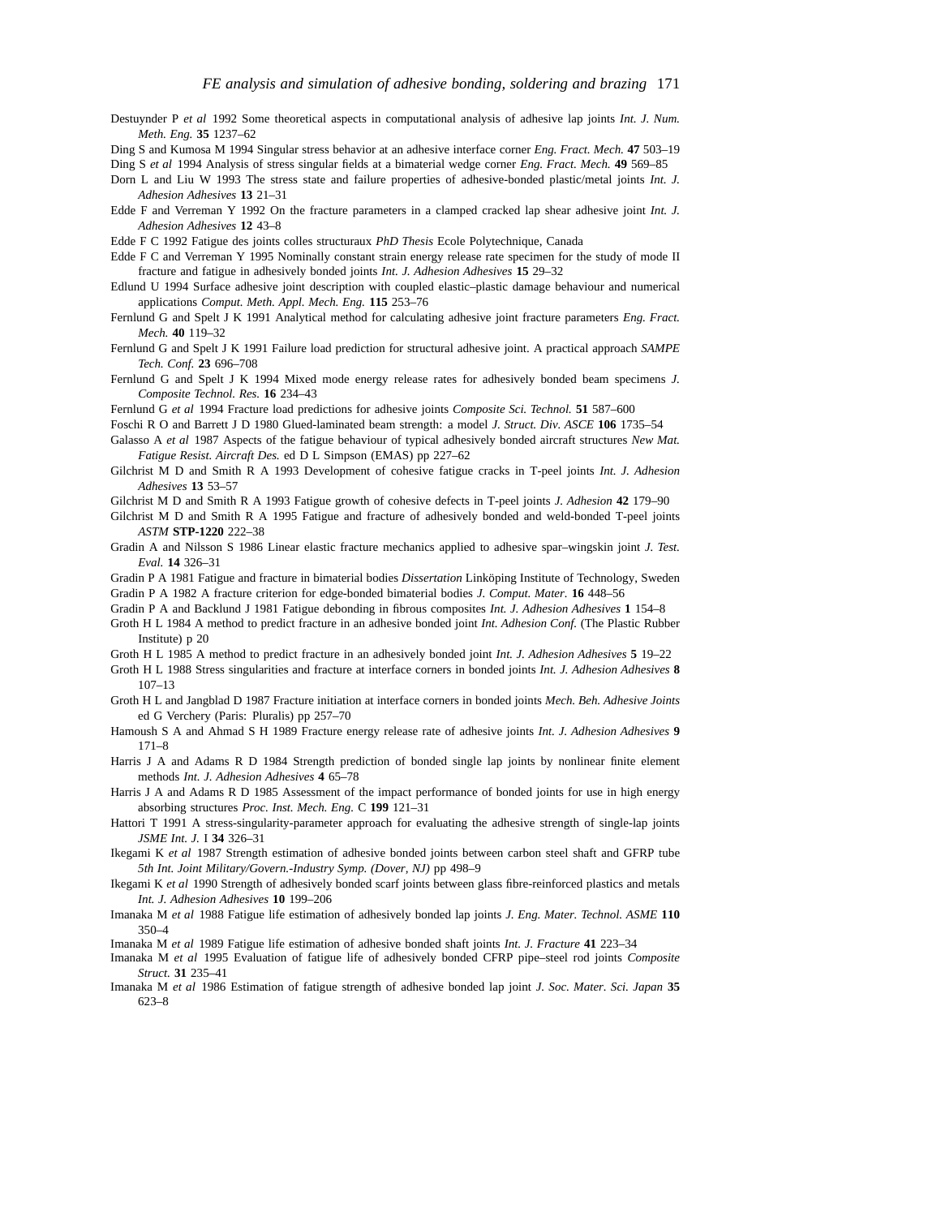Destuynder P *et al* 1992 Some theoretical aspects in computational analysis of adhesive lap joints *Int. J. Num. Meth. Eng.* **35** 1237–62

Ding S and Kumosa M 1994 Singular stress behavior at an adhesive interface corner *Eng. Fract. Mech.* **47** 503–19

Ding S *et al* 1994 Analysis of stress singular fields at a bimaterial wedge corner *Eng. Fract. Mech.* **49** 569–85

Dorn L and Liu W 1993 The stress state and failure properties of adhesive-bonded plastic/metal joints *Int. J. Adhesion Adhesives* **13** 21–31

Edde F and Verreman Y 1992 On the fracture parameters in a clamped cracked lap shear adhesive joint *Int. J. Adhesion Adhesives* **12** 43–8

Edde F C 1992 Fatigue des joints colles structuraux *PhD Thesis* Ecole Polytechnique, Canada

Edde F C and Verreman Y 1995 Nominally constant strain energy release rate specimen for the study of mode II fracture and fatigue in adhesively bonded joints *Int. J. Adhesion Adhesives* **15** 29–32

Edlund U 1994 Surface adhesive joint description with coupled elastic–plastic damage behaviour and numerical applications *Comput. Meth. Appl. Mech. Eng.* **115** 253–76

Fernlund G and Spelt J K 1991 Analytical method for calculating adhesive joint fracture parameters *Eng. Fract. Mech.* **40** 119–32

Fernlund G and Spelt J K 1991 Failure load prediction for structural adhesive joint. A practical approach *SAMPE Tech. Conf.* **23** 696–708

Fernlund G and Spelt J K 1994 Mixed mode energy release rates for adhesively bonded beam specimens *J. Composite Technol. Res.* **16** 234–43

Fernlund G *et al* 1994 Fracture load predictions for adhesive joints *Composite Sci. Technol.* **51** 587–600

Foschi R O and Barrett J D 1980 Glued-laminated beam strength: a model *J. Struct. Div. ASCE* **106** 1735–54

Galasso A *et al* 1987 Aspects of the fatigue behaviour of typical adhesively bonded aircraft structures *New Mat. Fatigue Resist. Aircraft Des.* ed D L Simpson (EMAS) pp 227–62

Gilchrist M D and Smith R A 1993 Development of cohesive fatigue cracks in T-peel joints *Int. J. Adhesion Adhesives* **13** 53–57

Gilchrist M D and Smith R A 1993 Fatigue growth of cohesive defects in T-peel joints *J. Adhesion* **42** 179–90

Gilchrist M D and Smith R A 1995 Fatigue and fracture of adhesively bonded and weld-bonded T-peel joints *ASTM* **STP-1220** 222–38

Gradin A and Nilsson S 1986 Linear elastic fracture mechanics applied to adhesive spar–wingskin joint *J. Test. Eval.* **14** 326–31

Gradin P A 1981 Fatigue and fracture in bimaterial bodies *Dissertation* Linköping Institute of Technology, Sweden

Gradin P A 1982 A fracture criterion for edge-bonded bimaterial bodies *J. Comput. Mater.* **16** 448–56

Gradin P A and Backlund J 1981 Fatigue debonding in fibrous composites *Int. J. Adhesion Adhesives* **1** 154–8

Groth H L 1984 A method to predict fracture in an adhesive bonded joint *Int. Adhesion Conf.* (The Plastic Rubber Institute) p 20

Groth H L 1985 A method to predict fracture in an adhesively bonded joint *Int. J. Adhesion Adhesives* **5** 19–22

Groth H L 1988 Stress singularities and fracture at interface corners in bonded joints *Int. J. Adhesion Adhesives* **8** 107–13

Groth H L and Jangblad D 1987 Fracture initiation at interface corners in bonded joints *Mech. Beh. Adhesive Joints* ed G Verchery (Paris: Pluralis) pp 257–70

Hamoush S A and Ahmad S H 1989 Fracture energy release rate of adhesive joints *Int. J. Adhesion Adhesives* **9** 171–8

Harris J A and Adams R D 1984 Strength prediction of bonded single lap joints by nonlinear finite element methods *Int. J. Adhesion Adhesives* **4** 65–78

Harris J A and Adams R D 1985 Assessment of the impact performance of bonded joints for use in high energy absorbing structures *Proc. Inst. Mech. Eng.* C **199** 121–31

Hattori T 1991 A stress-singularity-parameter approach for evaluating the adhesive strength of single-lap joints *JSME Int. J.* I **34** 326–31

Ikegami K *et al* 1987 Strength estimation of adhesive bonded joints between carbon steel shaft and GFRP tube *5th Int. Joint Military/Govern.-Industry Symp. (Dover, NJ)* pp 498–9

Ikegami K *et al* 1990 Strength of adhesively bonded scarf joints between glass fibre-reinforced plastics and metals *Int. J. Adhesion Adhesives* **10** 199–206

Imanaka M *et al* 1988 Fatigue life estimation of adhesively bonded lap joints *J. Eng. Mater. Technol. ASME* **110** 350–4

Imanaka M *et al* 1989 Fatigue life estimation of adhesive bonded shaft joints *Int. J. Fracture* **41** 223–34

Imanaka M *et al* 1995 Evaluation of fatigue life of adhesively bonded CFRP pipe–steel rod joints *Composite Struct.* **31** 235–41

Imanaka M *et al* 1986 Estimation of fatigue strength of adhesive bonded lap joint *J. Soc. Mater. Sci. Japan* **35** 623–8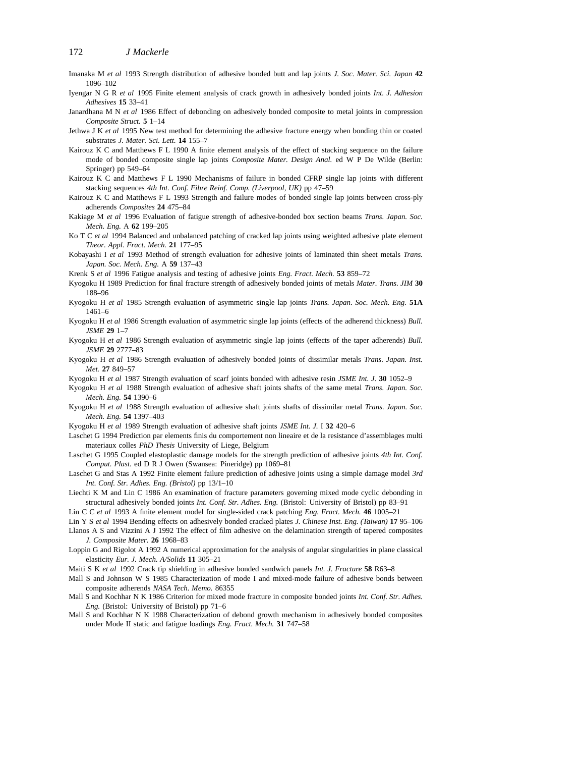Imanaka M *et al* 1993 Strength distribution of adhesive bonded butt and lap joints *J. Soc. Mater. Sci. Japan* **42** 1096–102

Iyengar N G R *et al* 1995 Finite element analysis of crack growth in adhesively bonded joints *Int. J. Adhesion Adhesives* **15** 33–41

Janardhana M N *et al* 1986 Effect of debonding on adhesively bonded composite to metal joints in compression *Composite Struct.* **5** 1–14

Jethwa J K *et al* 1995 New test method for determining the adhesive fracture energy when bonding thin or coated substrates *J. Mater. Sci. Lett.* **14** 155–7

Kairouz K C and Matthews F L 1990 A finite element analysis of the effect of stacking sequence on the failure mode of bonded composite single lap joints *Composite Mater. Design Anal.* ed W P De Wilde (Berlin: Springer) pp 549–64

Kairouz K C and Matthews F L 1990 Mechanisms of failure in bonded CFRP single lap joints with different stacking sequences *4th Int. Conf. Fibre Reinf. Comp. (Liverpool, UK)* pp 47–59

Kairouz K C and Matthews F L 1993 Strength and failure modes of bonded single lap joints between cross-ply adherends *Composites* **24** 475–84

Kakiage M *et al* 1996 Evaluation of fatigue strength of adhesive-bonded box section beams *Trans. Japan. Soc. Mech. Eng.* A **62** 199–205

Ko T C *et al* 1994 Balanced and unbalanced patching of cracked lap joints using weighted adhesive plate element *Theor. Appl. Fract. Mech.* **21** 177–95

Kobayashi I *et al* 1993 Method of strength evaluation for adhesive joints of laminated thin sheet metals *Trans. Japan. Soc. Mech. Eng.* A **59** 137–43

Krenk S *et al* 1996 Fatigue analysis and testing of adhesive joints *Eng. Fract. Mech.* **53** 859–72

Kyogoku H 1989 Prediction for final fracture strength of adhesively bonded joints of metals *Mater. Trans. JIM* **30** 188–96

Kyogoku H *et al* 1985 Strength evaluation of asymmetric single lap joints *Trans. Japan. Soc. Mech. Eng.* **51A** 1461–6

Kyogoku H *et al* 1986 Strength evaluation of asymmetric single lap joints (effects of the adherend thickness) *Bull. JSME* **29** 1–7

Kyogoku H *et al* 1986 Strength evaluation of asymmetric single lap joints (effects of the taper adherends) *Bull. JSME* **29** 2777–83

Kyogoku H *et al* 1986 Strength evaluation of adhesively bonded joints of dissimilar metals *Trans. Japan. Inst. Met.* **27** 849–57

Kyogoku H *et al* 1987 Strength evaluation of scarf joints bonded with adhesive resin *JSME Int. J.* **30** 1052–9

Kyogoku H *et al* 1988 Strength evaluation of adhesive shaft joints shafts of the same metal *Trans. Japan. Soc. Mech. Eng.* **54** 1390–6

Kyogoku H *et al* 1988 Strength evaluation of adhesive shaft joints shafts of dissimilar metal *Trans. Japan. Soc. Mech. Eng.* **54** 1397–403

Kyogoku H *et al* 1989 Strength evaluation of adhesive shaft joints *JSME Int. J.* I **32** 420–6

Laschet G 1994 Prediction par elements finis du comportement non lineaire et de la resistance d'assemblages multi materiaux colles *PhD Thesis* University of Liege, Belgium

Laschet G 1995 Coupled elastoplastic damage models for the strength prediction of adhesive joints *4th Int. Conf. Comput. Plast.* ed D R J Owen (Swansea: Pineridge) pp 1069–81

Laschet G and Stas A 1992 Finite element failure prediction of adhesive joints using a simple damage model *3rd Int. Conf. Str. Adhes. Eng. (Bristol)* pp 13/1–10

Liechti K M and Lin C 1986 An examination of fracture parameters governing mixed mode cyclic debonding in structural adhesively bonded joints *Int. Conf. Str. Adhes. Eng.* (Bristol: University of Bristol) pp 83–91

Lin C C *et al* 1993 A finite element model for single-sided crack patching *Eng. Fract. Mech.* **46** 1005–21

Lin Y S *et al* 1994 Bending effects on adhesively bonded cracked plates *J. Chinese Inst. Eng. (Taiwan)* **17** 95–106

Llanos A S and Vizzini A J 1992 The effect of film adhesive on the delamination strength of tapered composites *J. Composite Mater.* **26** 1968–83

Loppin G and Rigolot A 1992 A numerical approximation for the analysis of angular singularities in plane classical elasticity *Eur. J. Mech. A/Solids* **11** 305–21

Maiti S K *et al* 1992 Crack tip shielding in adhesive bonded sandwich panels *Int. J. Fracture* **58** R63–8

Mall S and Johnson W S 1985 Characterization of mode I and mixed-mode failure of adhesive bonds between composite adherends *NASA Tech. Memo.* 86355

Mall S and Kochhar N K 1986 Criterion for mixed mode fracture in composite bonded joints *Int. Conf. Str. Adhes. Eng.* (Bristol: University of Bristol) pp 71–6

Mall S and Kochhar N K 1988 Characterization of debond growth mechanism in adhesively bonded composites under Mode II static and fatigue loadings *Eng. Fract. Mech.* **31** 747–58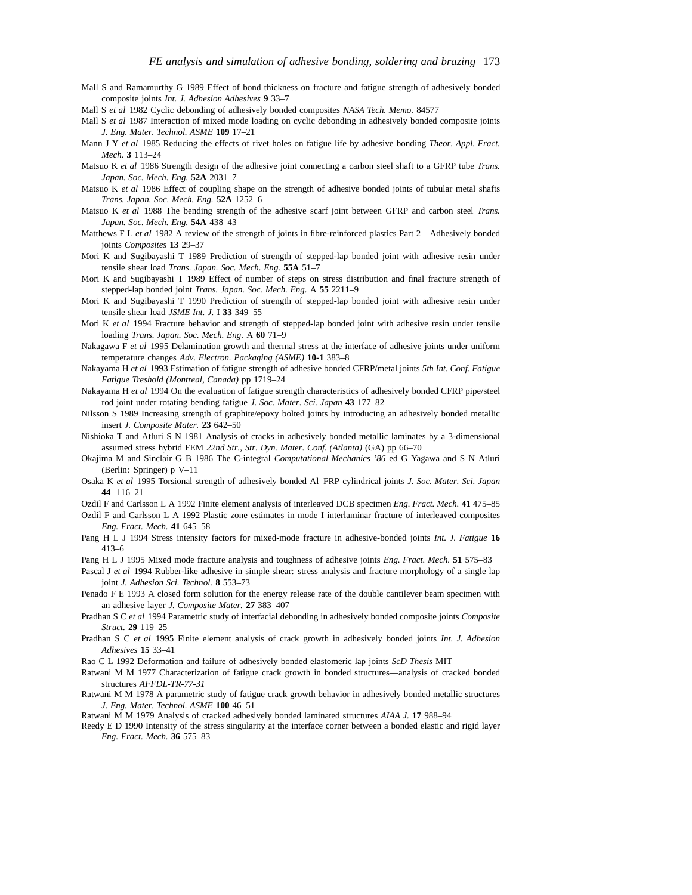Mall S and Ramamurthy G 1989 Effect of bond thickness on fracture and fatigue strength of adhesively bonded composite joints *Int. J. Adhesion Adhesives* **9** 33–7

Mall S *et al* 1982 Cyclic debonding of adhesively bonded composites *NASA Tech. Memo.* 84577

Mall S *et al* 1987 Interaction of mixed mode loading on cyclic debonding in adhesively bonded composite joints *J. Eng. Mater. Technol. ASME* **109** 17–21

Mann J Y *et al* 1985 Reducing the effects of rivet holes on fatigue life by adhesive bonding *Theor. Appl. Fract. Mech.* **3** 113–24

Matsuo K *et al* 1986 Strength design of the adhesive joint connecting a carbon steel shaft to a GFRP tube *Trans. Japan. Soc. Mech. Eng.* **52A** 2031–7

Matsuo K *et al* 1986 Effect of coupling shape on the strength of adhesive bonded joints of tubular metal shafts *Trans. Japan. Soc. Mech. Eng.* **52A** 1252–6

Matsuo K *et al* 1988 The bending strength of the adhesive scarf joint between GFRP and carbon steel *Trans. Japan. Soc. Mech. Eng.* **54A** 438–43

Matthews F L *et al* 1982 A review of the strength of joints in fibre-reinforced plastics Part 2—Adhesively bonded joints *Composites* **13** 29–37

Mori K and Sugibayashi T 1989 Prediction of strength of stepped-lap bonded joint with adhesive resin under tensile shear load *Trans. Japan. Soc. Mech. Eng.* **55A** 51–7

Mori K and Sugibayashi T 1989 Effect of number of steps on stress distribution and final fracture strength of stepped-lap bonded joint *Trans. Japan. Soc. Mech. Eng.* A **55** 2211–9

Mori K and Sugibayashi T 1990 Prediction of strength of stepped-lap bonded joint with adhesive resin under tensile shear load *JSME Int. J.* I **33** 349–55

Mori K *et al* 1994 Fracture behavior and strength of stepped-lap bonded joint with adhesive resin under tensile loading *Trans. Japan. Soc. Mech. Eng.* A **60** 71–9

Nakagawa F *et al* 1995 Delamination growth and thermal stress at the interface of adhesive joints under uniform temperature changes *Adv. Electron. Packaging (ASME)* **10-1** 383–8

Nakayama H *et al* 1993 Estimation of fatigue strength of adhesive bonded CFRP/metal joints *5th Int. Conf. Fatigue Fatigue Treshold (Montreal, Canada)* pp 1719–24

Nakayama H *et al* 1994 On the evaluation of fatigue strength characteristics of adhesively bonded CFRP pipe/steel rod joint under rotating bending fatigue *J. Soc. Mater. Sci. Japan* **43** 177–82

Nilsson S 1989 Increasing strength of graphite/epoxy bolted joints by introducing an adhesively bonded metallic insert *J. Composite Mater.* **23** 642–50

Nishioka T and Atluri S N 1981 Analysis of cracks in adhesively bonded metallic laminates by a 3-dimensional assumed stress hybrid FEM *22nd Str., Str. Dyn. Mater. Conf. (Atlanta)* (GA) pp 66–70

Okajima M and Sinclair G B 1986 The C-integral *Computational Mechanics '86* ed G Yagawa and S N Atluri (Berlin: Springer) p V–11

Osaka K *et al* 1995 Torsional strength of adhesively bonded Al–FRP cylindrical joints *J. Soc. Mater. Sci. Japan* **44** 116–21

Ozdil F and Carlsson L A 1992 Finite element analysis of interleaved DCB specimen *Eng. Fract. Mech.* **41** 475–85

Ozdil F and Carlsson L A 1992 Plastic zone estimates in mode I interlaminar fracture of interleaved composites *Eng. Fract. Mech.* **41** 645–58

Pang H L J 1994 Stress intensity factors for mixed-mode fracture in adhesive-bonded joints *Int. J. Fatigue* **16** 413–6

Pang H L J 1995 Mixed mode fracture analysis and toughness of adhesive joints *Eng. Fract. Mech.* **51** 575–83

Pascal J *et al* 1994 Rubber-like adhesive in simple shear: stress analysis and fracture morphology of a single lap joint *J. Adhesion Sci. Technol.* **8** 553–73

Penado F E 1993 A closed form solution for the energy release rate of the double cantilever beam specimen with an adhesive layer *J. Composite Mater.* **27** 383–407

Pradhan S C *et al* 1994 Parametric study of interfacial debonding in adhesively bonded composite joints *Composite Struct.* **29** 119–25

Pradhan S C *et al* 1995 Finite element analysis of crack growth in adhesively bonded joints *Int. J. Adhesion Adhesives* **15** 33–41

Rao C L 1992 Deformation and failure of adhesively bonded elastomeric lap joints *ScD Thesis* MIT

Ratwani M M 1977 Characterization of fatigue crack growth in bonded structures—analysis of cracked bonded structures *AFFDL-TR-77-31*

Ratwani M M 1978 A parametric study of fatigue crack growth behavior in adhesively bonded metallic structures *J. Eng. Mater. Technol. ASME* **100** 46–51

Ratwani M M 1979 Analysis of cracked adhesively bonded laminated structures *AIAA J.* **17** 988–94

Reedy E D 1990 Intensity of the stress singularity at the interface corner between a bonded elastic and rigid layer *Eng. Fract. Mech.* **36** 575–83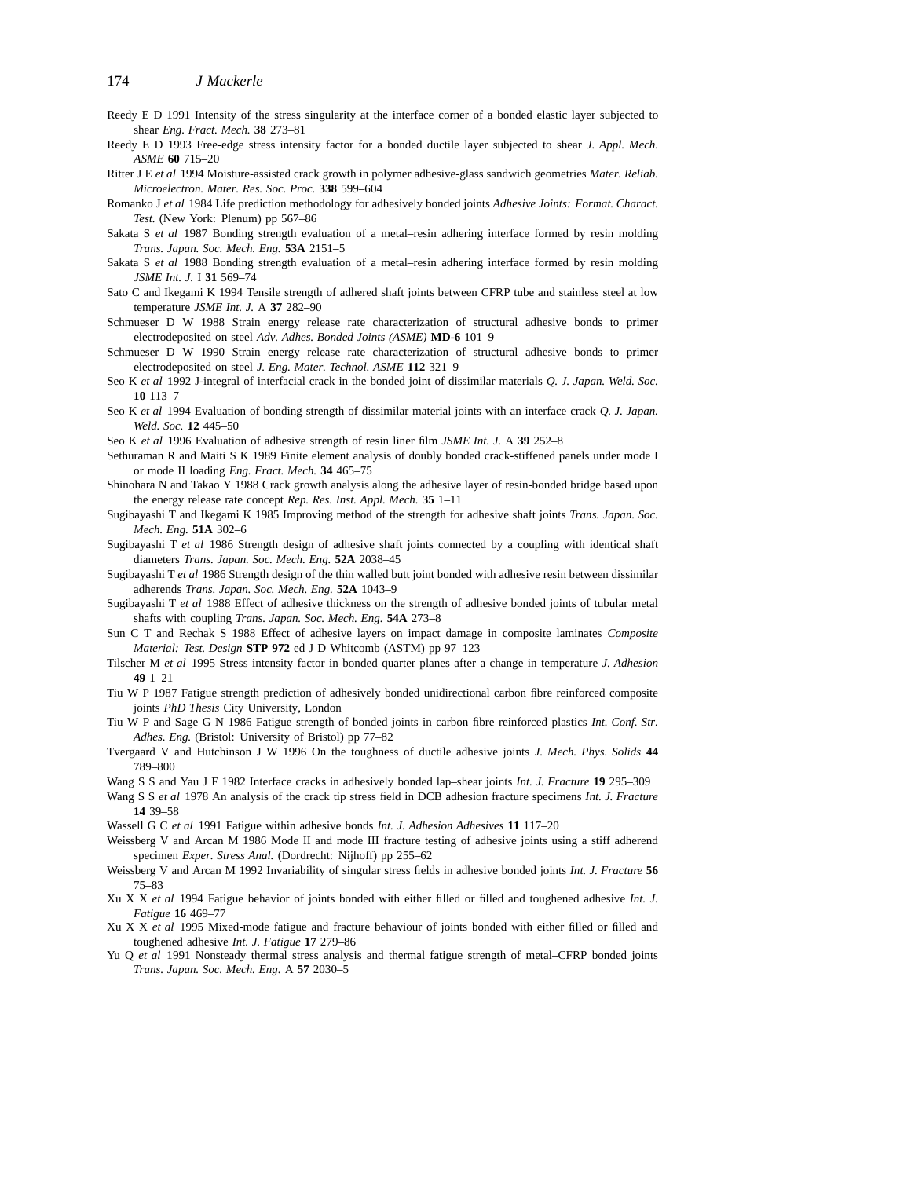Reedy E D 1991 Intensity of the stress singularity at the interface corner of a bonded elastic layer subjected to shear *Eng. Fract. Mech.* **38** 273–81

Reedy E D 1993 Free-edge stress intensity factor for a bonded ductile layer subjected to shear *J. Appl. Mech. ASME* **60** 715–20

Ritter J E *et al* 1994 Moisture-assisted crack growth in polymer adhesive-glass sandwich geometries *Mater. Reliab. Microelectron. Mater. Res. Soc. Proc.* **338** 599–604

Romanko J *et al* 1984 Life prediction methodology for adhesively bonded joints *Adhesive Joints: Format. Charact. Test.* (New York: Plenum) pp 567–86

Sakata S *et al* 1987 Bonding strength evaluation of a metal–resin adhering interface formed by resin molding *Trans. Japan. Soc. Mech. Eng.* **53A** 2151–5

Sakata S *et al* 1988 Bonding strength evaluation of a metal–resin adhering interface formed by resin molding *JSME Int. J.* I **31** 569–74

Sato C and Ikegami K 1994 Tensile strength of adhered shaft joints between CFRP tube and stainless steel at low temperature *JSME Int. J.* A **37** 282–90

Schmueser D W 1988 Strain energy release rate characterization of structural adhesive bonds to primer electrodeposited on steel *Adv. Adhes. Bonded Joints (ASME)* **MD-6** 101–9

Schmueser D W 1990 Strain energy release rate characterization of structural adhesive bonds to primer electrodeposited on steel *J. Eng. Mater. Technol. ASME* **112** 321–9

Seo K *et al* 1992 J-integral of interfacial crack in the bonded joint of dissimilar materials *Q. J. Japan. Weld. Soc.* **10** 113–7

Seo K *et al* 1994 Evaluation of bonding strength of dissimilar material joints with an interface crack *Q. J. Japan. Weld. Soc.* **12** 445–50

Seo K *et al* 1996 Evaluation of adhesive strength of resin liner film *JSME Int. J.* A **39** 252–8

Sethuraman R and Maiti S K 1989 Finite element analysis of doubly bonded crack-stiffened panels under mode I or mode II loading *Eng. Fract. Mech.* **34** 465–75

Shinohara N and Takao Y 1988 Crack growth analysis along the adhesive layer of resin-bonded bridge based upon the energy release rate concept *Rep. Res. Inst. Appl. Mech.* **35** 1–11

Sugibayashi T and Ikegami K 1985 Improving method of the strength for adhesive shaft joints *Trans. Japan. Soc. Mech. Eng.* **51A** 302–6

Sugibayashi T *et al* 1986 Strength design of adhesive shaft joints connected by a coupling with identical shaft diameters *Trans. Japan. Soc. Mech. Eng.* **52A** 2038–45

Sugibayashi T *et al* 1986 Strength design of the thin walled butt joint bonded with adhesive resin between dissimilar adherends *Trans. Japan. Soc. Mech. Eng.* **52A** 1043–9

Sugibayashi T *et al* 1988 Effect of adhesive thickness on the strength of adhesive bonded joints of tubular metal shafts with coupling *Trans. Japan. Soc. Mech. Eng.* **54A** 273–8

Sun C T and Rechak S 1988 Effect of adhesive layers on impact damage in composite laminates *Composite Material: Test. Design* **STP 972** ed J D Whitcomb (ASTM) pp 97–123

Tilscher M *et al* 1995 Stress intensity factor in bonded quarter planes after a change in temperature *J. Adhesion* **49** 1–21

Tiu W P 1987 Fatigue strength prediction of adhesively bonded unidirectional carbon fibre reinforced composite joints *PhD Thesis* City University, London

Tiu W P and Sage G N 1986 Fatigue strength of bonded joints in carbon fibre reinforced plastics *Int. Conf. Str. Adhes. Eng.* (Bristol: University of Bristol) pp 77–82

Tvergaard V and Hutchinson J W 1996 On the toughness of ductile adhesive joints *J. Mech. Phys. Solids* **44** 789–800

Wang S S and Yau J F 1982 Interface cracks in adhesively bonded lap–shear joints *Int. J. Fracture* **19** 295–309

Wang S S *et al* 1978 An analysis of the crack tip stress field in DCB adhesion fracture specimens *Int. J. Fracture* **14** 39–58

Wassell G C *et al* 1991 Fatigue within adhesive bonds *Int. J. Adhesion Adhesives* **11** 117–20

Weissberg V and Arcan M 1986 Mode II and mode III fracture testing of adhesive joints using a stiff adherend specimen *Exper. Stress Anal.* (Dordrecht: Nijhoff) pp 255–62

Weissberg V and Arcan M 1992 Invariability of singular stress fields in adhesive bonded joints *Int. J. Fracture* **56** 75–83

Xu X X *et al* 1994 Fatigue behavior of joints bonded with either filled or filled and toughened adhesive *Int. J. Fatigue* **16** 469–77

Xu X X *et al* 1995 Mixed-mode fatigue and fracture behaviour of joints bonded with either filled or filled and toughened adhesive *Int. J. Fatigue* **17** 279–86

Yu Q *et al* 1991 Nonsteady thermal stress analysis and thermal fatigue strength of metal–CFRP bonded joints *Trans. Japan. Soc. Mech. Eng.* A **57** 2030–5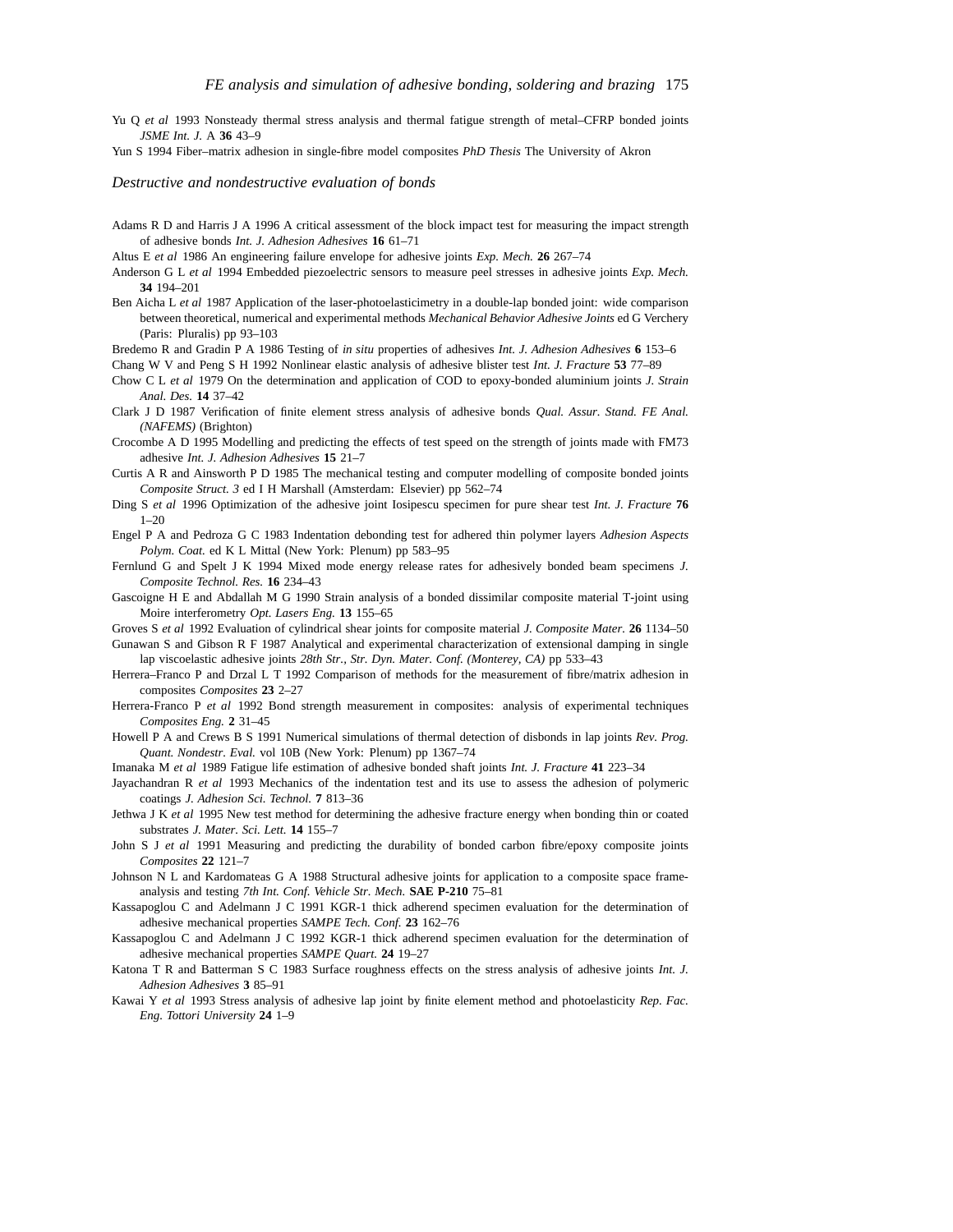Yu Q *et al* 1993 Nonsteady thermal stress analysis and thermal fatigue strength of metal–CFRP bonded joints *JSME Int. J.* A **36** 43–9

Yun S 1994 Fiber–matrix adhesion in single-fibre model composites *PhD Thesis* The University of Akron

## *Destructive and nondestructive evaluation of bonds*

Adams R D and Harris J A 1996 A critical assessment of the block impact test for measuring the impact strength of adhesive bonds *Int. J. Adhesion Adhesives* **16** 61–71

Altus E *et al* 1986 An engineering failure envelope for adhesive joints *Exp. Mech.* **26** 267–74

Anderson G L *et al* 1994 Embedded piezoelectric sensors to measure peel stresses in adhesive joints *Exp. Mech.* **34** 194–201

Ben Aicha L *et al* 1987 Application of the laser-photoelasticimetry in a double-lap bonded joint: wide comparison between theoretical, numerical and experimental methods *Mechanical Behavior Adhesive Joints* ed G Verchery (Paris: Pluralis) pp 93–103

Bredemo R and Gradin P A 1986 Testing of *in situ* properties of adhesives *Int. J. Adhesion Adhesives* **6** 153–6

Chang W V and Peng S H 1992 Nonlinear elastic analysis of adhesive blister test *Int. J. Fracture* **53** 77–89

Chow C L *et al* 1979 On the determination and application of COD to epoxy-bonded aluminium joints *J. Strain Anal. Des.* **14** 37–42

Clark J D 1987 Verification of finite element stress analysis of adhesive bonds *Qual. Assur. Stand. FE Anal. (NAFEMS)* (Brighton)

Crocombe A D 1995 Modelling and predicting the effects of test speed on the strength of joints made with FM73 adhesive *Int. J. Adhesion Adhesives* **15** 21–7

Curtis A R and Ainsworth P D 1985 The mechanical testing and computer modelling of composite bonded joints *Composite Struct. 3* ed I H Marshall (Amsterdam: Elsevier) pp 562–74

Ding S *et al* 1996 Optimization of the adhesive joint Iosipescu specimen for pure shear test *Int. J. Fracture* **76** 1–20

Engel P A and Pedroza G C 1983 Indentation debonding test for adhered thin polymer layers *Adhesion Aspects Polym. Coat.* ed K L Mittal (New York: Plenum) pp 583–95

Fernlund G and Spelt J K 1994 Mixed mode energy release rates for adhesively bonded beam specimens *J. Composite Technol. Res.* **16** 234–43

Gascoigne H E and Abdallah M G 1990 Strain analysis of a bonded dissimilar composite material T-joint using Moire interferometry *Opt. Lasers Eng.* **13** 155–65

Groves S *et al* 1992 Evaluation of cylindrical shear joints for composite material *J. Composite Mater.* **26** 1134–50

Gunawan S and Gibson R F 1987 Analytical and experimental characterization of extensional damping in single lap viscoelastic adhesive joints *28th Str., Str. Dyn. Mater. Conf. (Monterey, CA)* pp 533–43

Herrera–Franco P and Drzal L T 1992 Comparison of methods for the measurement of fibre/matrix adhesion in composites *Composites* **23** 2–27

Herrera-Franco P *et al* 1992 Bond strength measurement in composites: analysis of experimental techniques *Composites Eng.* **2** 31–45

Howell P A and Crews B S 1991 Numerical simulations of thermal detection of disbonds in lap joints *Rev. Prog. Quant. Nondestr. Eval.* vol 10B (New York: Plenum) pp 1367–74

Imanaka M *et al* 1989 Fatigue life estimation of adhesive bonded shaft joints *Int. J. Fracture* **41** 223–34

Jayachandran R *et al* 1993 Mechanics of the indentation test and its use to assess the adhesion of polymeric coatings *J. Adhesion Sci. Technol.* **7** 813–36

Jethwa J K *et al* 1995 New test method for determining the adhesive fracture energy when bonding thin or coated substrates *J. Mater. Sci. Lett.* **14** 155–7

John S J *et al* 1991 Measuring and predicting the durability of bonded carbon fibre/epoxy composite joints *Composites* **22** 121–7

Johnson N L and Kardomateas G A 1988 Structural adhesive joints for application to a composite space frame-analysis and testing *7th Int. Conf. Vehicle Str. Mech.* **SAE P-210** 75–81

Kassapoglou C and Adelmann J C 1991 KGR-1 thick adherend specimen evaluation for the determination of adhesive mechanical properties *SAMPE Tech. Conf.* **23** 162–76

Kassapoglou C and Adelmann J C 1992 KGR-1 thick adherend specimen evaluation for the determination of adhesive mechanical properties *SAMPE Quart.* **24** 19–27

Katona T R and Batterman S C 1983 Surface roughness effects on the stress analysis of adhesive joints *Int. J. Adhesion Adhesives* **3** 85–91

Kawai Y *et al* 1993 Stress analysis of adhesive lap joint by finite element method and photoelasticity *Rep. Fac. Eng. Tottori University* **24** 1–9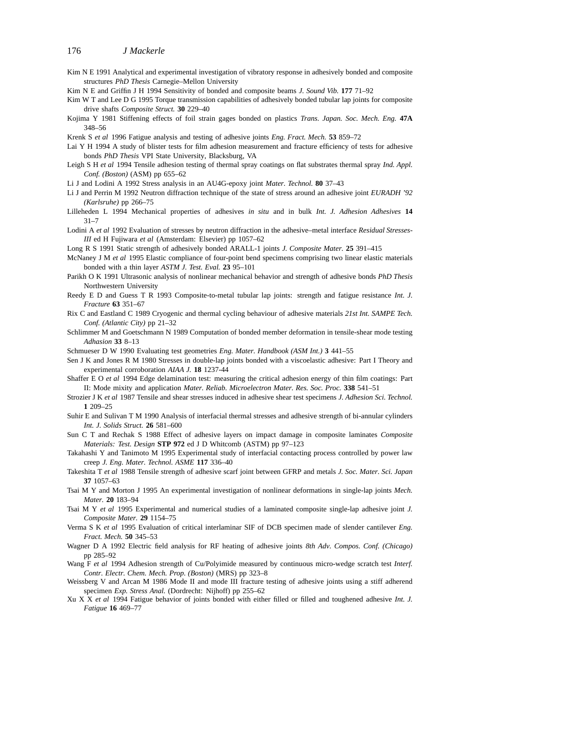Kim N E 1991 Analytical and experimental investigation of vibratory response in adhesively bonded and composite structures *PhD Thesis* Carnegie–Mellon University

Kim N E and Griffin J H 1994 Sensitivity of bonded and composite beams *J. Sound Vib.* **177** 71–92

Kim W T and Lee D G 1995 Torque transmission capabilities of adhesively bonded tubular lap joints for composite drive shafts *Composite Struct.* **30** 229–40

Kojima Y 1981 Stiffening effects of foil strain gages bonded on plastics *Trans. Japan. Soc. Mech. Eng.* **47A** 348–56

Krenk S *et al* 1996 Fatigue analysis and testing of adhesive joints *Eng. Fract. Mech.* **53** 859–72

Lai Y H 1994 A study of blister tests for film adhesion measurement and fracture efficiency of tests for adhesive bonds *PhD Thesis* VPI State University, Blacksburg, VA

Leigh S H *et al* 1994 Tensile adhesion testing of thermal spray coatings on flat substrates thermal spray *Ind. Appl. Conf. (Boston)* (ASM) pp 655–62

Li J and Lodini A 1992 Stress analysis in an AU4G-epoxy joint *Mater. Technol.* **80** 37–43

Li J and Perrin M 1992 Neutron diffraction technique of the state of stress around an adhesive joint *EURADH '92 (Karlsruhe)* pp 266–75

Lilleheden L 1994 Mechanical properties of adhesives *in situ* and in bulk *Int. J. Adhesion Adhesives* **14** 31–7

Lodini A *et al* 1992 Evaluation of stresses by neutron diffraction in the adhesive–metal interface *Residual Stresses-III* ed H Fujiwara *et al* (Amsterdam: Elsevier) pp 1057–62

Long R S 1991 Static strength of adhesively bonded ARALL-1 joints *J. Composite Mater.* **25** 391–415

McNaney J M *et al* 1995 Elastic compliance of four-point bend specimens comprising two linear elastic materials bonded with a thin layer *ASTM J. Test. Eval.* **23** 95–101

Parikh O K 1991 Ultrasonic analysis of nonlinear mechanical behavior and strength of adhesive bonds *PhD Thesis* Northwestern University

Reedy E D and Guess T R 1993 Composite-to-metal tubular lap joints: strength and fatigue resistance *Int. J. Fracture* **63** 351–67

Rix C and Eastland C 1989 Cryogenic and thermal cycling behaviour of adhesive materials *21st Int. SAMPE Tech. Conf. (Atlantic City)* pp 21–32

Schlimmer M and Goetschmann N 1989 Computation of bonded member deformation in tensile-shear mode testing *Adhasion* **33** 8–13

Schmueser D W 1990 Evaluating test geometries *Eng. Mater. Handbook (ASM Int.)* **3** 441–55

Sen J K and Jones R M 1980 Stresses in double-lap joints bonded with a viscoelastic adhesive: Part I Theory and experimental corroboration *AIAA J.* **18** 1237-44

Shaffer E O *et al* 1994 Edge delamination test: measuring the critical adhesion energy of thin film coatings: Part II: Mode mixity and application *Mater. Reliab. Microelectron Mater. Res. Soc. Proc.* **338** 541–51

Strozier J K *et al* 1987 Tensile and shear stresses induced in adhesive shear test specimens *J. Adhesion Sci. Technol.* **1** 209–25

Suhir E and Sulivan T M 1990 Analysis of interfacial thermal stresses and adhesive strength of bi-annular cylinders *Int. J. Solids Struct.* **26** 581–600

Sun C T and Rechak S 1988 Effect of adhesive layers on impact damage in composite laminates *Composite Materials: Test. Design* **STP 972** ed J D Whitcomb (ASTM) pp 97–123

Takahashi Y and Tanimoto M 1995 Experimental study of interfacial contacting process controlled by power law creep *J. Eng. Mater. Technol. ASME* **117** 336–40

Takeshita T *et al* 1988 Tensile strength of adhesive scarf joint between GFRP and metals *J. Soc. Mater. Sci. Japan* **37** 1057–63

Tsai M Y and Morton J 1995 An experimental investigation of nonlinear deformations in single-lap joints *Mech. Mater.* **20** 183–94

Tsai M Y *et al* 1995 Experimental and numerical studies of a laminated composite single-lap adhesive joint *J. Composite Mater.* **29** 1154–75

Verma S K *et al* 1995 Evaluation of critical interlaminar SIF of DCB specimen made of slender cantilever *Eng. Fract. Mech.* **50** 345–53

Wagner D A 1992 Electric field analysis for RF heating of adhesive joints *8th Adv. Compos. Conf. (Chicago)* pp 285–92

Wang F *et al* 1994 Adhesion strength of Cu/Polyimide measured by continuous micro-wedge scratch test *Interf. Contr. Electr. Chem. Mech. Prop. (Boston)* (MRS) pp 323–8

Weissberg V and Arcan M 1986 Mode II and mode III fracture testing of adhesive joints using a stiff adherend specimen *Exp. Stress Anal.* (Dordrecht: Nijhoff) pp 255–62

Xu X X *et al* 1994 Fatigue behavior of joints bonded with either filled or filled and toughened adhesive *Int. J. Fatigue* **16** 469–77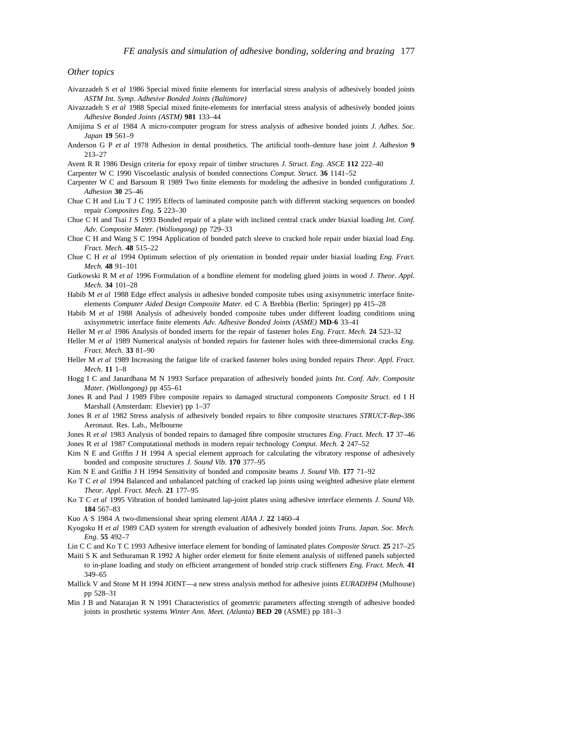### *Other topics*

Aivazzadeh S *et al* 1986 Special mixed finite elements for interfacial stress analysis of adhesively bonded joints *ASTM Int. Symp. Adhesive Bonded Joints (Baltimore)*

Aivazzadeh S *et al* 1988 Special mixed finite-elements for interfacial stress analysis of adhesively bonded joints *Adhesive Bonded Joints (ASTM)* **981** 133–44

Amijima S *et al* 1984 A micro-computer program for stress analysis of adhesive bonded joints *J. Adhes. Soc. Japan* **19** 561–9

Anderson G P *et al* 1978 Adhesion in dental prosthetics. The artificial tooth–denture base joint *J. Adhesion* **9** 213–27

Avent R R 1986 Design criteria for epoxy repair of timber structures *J. Struct. Eng. ASCE* **112** 222–40

Carpenter W C 1990 Viscoelastic analysis of bonded connections *Comput. Struct.* **36** 1141–52

Carpenter W C and Barsoum R 1989 Two finite elements for modeling the adhesive in bonded configurations *J. Adhesion* **30** 25–46

Chue C H and Liu T J C 1995 Effects of laminated composite patch with different stacking sequences on bonded repair *Composites Eng.* **5** 223–30

Chue C H and Tsai J S 1993 Bonded repair of a plate with inclined central crack under biaxial loading *Int. Conf. Adv. Composite Mater. (Wollongong)* pp 729–33

Chue C H and Wang S C 1994 Application of bonded patch sleeve to cracked hole repair under biaxial load *Eng. Fract. Mech.* **48** 515–22

Chue C H *et al* 1994 Optimum selection of ply orientation in bonded repair under biaxial loading *Eng. Fract. Mech.* **48** 91–101

Gutkowski R M *et al* 1996 Formulation of a bondline element for modeling glued joints in wood *J. Theor. Appl. Mech.* **34** 101–28

Habib M *et al* 1988 Edge effect analysis in adhesive bonded composite tubes using axisymmetric interface finite-elements *Computer Aided Design Composite Mater.* ed C A Brebbia (Berlin: Springer) pp 415–28

Habib M *et al* 1988 Analysis of adhesively bonded composite tubes under different loading conditions using axisymmetric interface finite elements *Adv. Adhesive Bonded Joints (ASME)* **MD-6** 33–41

Heller M *et al* 1986 Analysis of bonded inserts for the repair of fastener holes *Eng. Fract. Mech.* **24** 523–32

Heller M *et al* 1989 Numerical analysis of bonded repairs for fastener holes with three-dimensional cracks *Eng. Fract. Mech.* **33** 81–90

Heller M *et al* 1989 Increasing the fatigue life of cracked fastener holes using bonded repairs *Theor. Appl. Fract. Mech.* **11** 1–8

Hogg I C and Janardhana M N 1993 Surface preparation of adhesively bonded joints *Int. Conf. Adv. Composite Mater. (Wollongong)* pp 455–61

Jones R and Paul J 1989 Fibre composite repairs to damaged structural components *Composite Struct.* ed I H Marshall (Amsterdam: Elsevier) pp 1–37

Jones R *et al* 1982 Stress analysis of adhesively bonded repairs to fibre composite structures *STRUCT-Rep-386* Aeronaut. Res. Lab., Melbourne

Jones R *et al* 1983 Analysis of bonded repairs to damaged fibre composite structures *Eng. Fract. Mech.* **17** 37–46

Jones R *et al* 1987 Computational methods in modern repair technology *Comput. Mech.* **2** 247–52

Kim N E and Griffin J H 1994 A special element approach for calculating the vibratory response of adhesively bonded and composite structures *J. Sound Vib.* **170** 377–95

Kim N E and Griffin J H 1994 Sensitivity of bonded and composite beams *J. Sound Vib.* **177** 71–92

Ko T C *et al* 1994 Balanced and unbalanced patching of cracked lap joints using weighted adhesive plate element *Theor. Appl. Fract. Mech.* **21** 177–95

Ko T C *et al* 1995 Vibration of bonded laminated lap-joint plates using adhesive interface elements *J. Sound Vib.* **184** 567–83

Kuo A S 1984 A two-dimensional shear spring element *AIAA J.* **22** 1460–4

Kyogoku H *et al* 1989 CAD system for strength evaluation of adhesively bonded joints *Trans. Japan. Soc. Mech. Eng.* **55** 492–7

Lin C C and Ko T C 1993 Adhesive interface element for bonding of laminated plates *Composite Struct.* **25** 217–25

Maiti S K and Sethuraman R 1992 A higher order element for finite element analysis of stiffened panels subjected to in-plane loading and study on efficient arrangement of bonded strip crack stiffeners *Eng. Fract. Mech.* **41** 349–65

Mallick V and Stone M H 1994 JOINT—a new stress analysis method for adhesive joints *EURADH94* (Mulhouse) pp 528–31

Min J B and Natarajan R N 1991 Characteristics of geometric parameters affecting strength of adhesive bonded joints in prosthetic systems *Winter Ann. Meet. (Atlanta)* **BED 20** (ASME) pp 181–3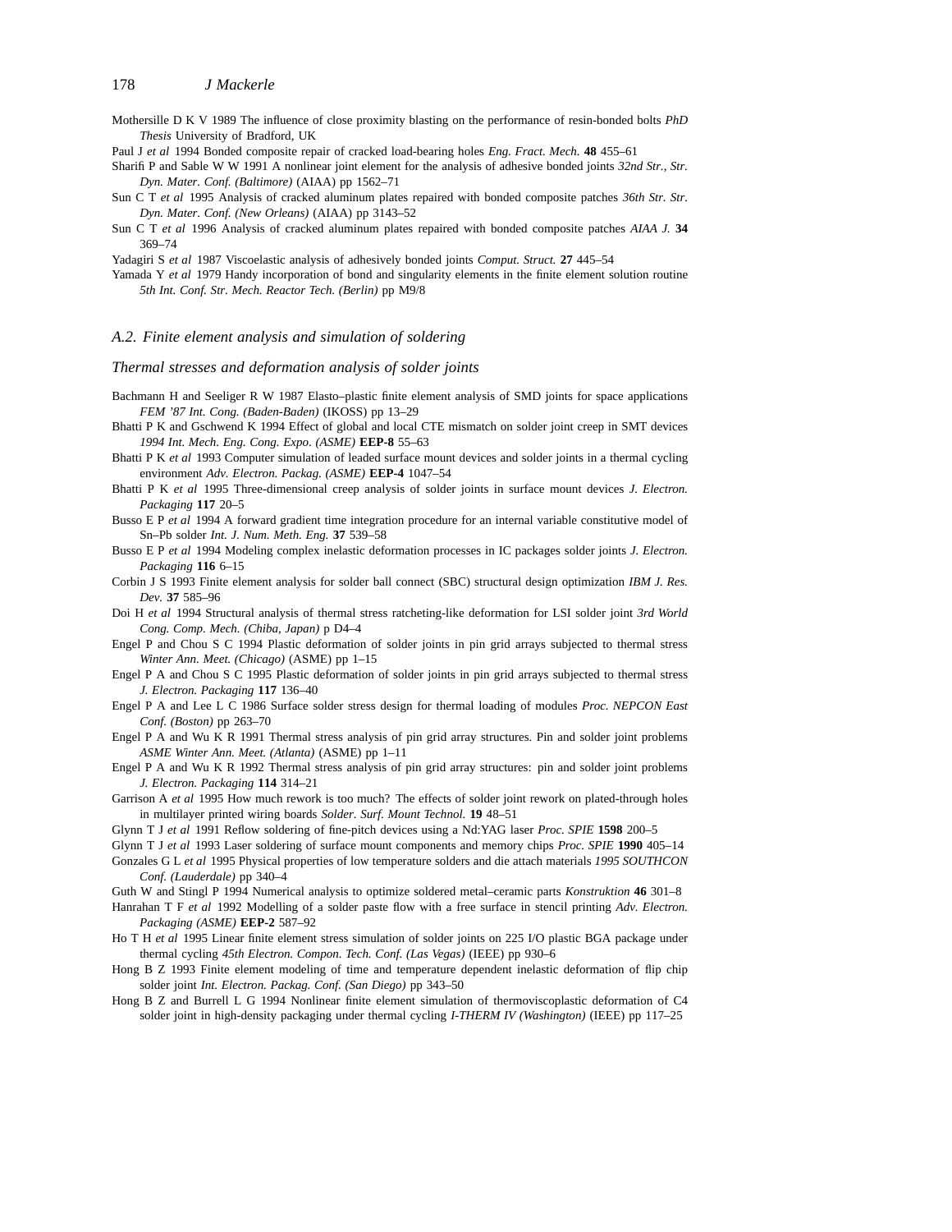Mothersille D K V 1989 The influence of close proximity blasting on the performance of resin-bonded bolts *PhD Thesis* University of Bradford, UK

Paul J *et al* 1994 Bonded composite repair of cracked load-bearing holes *Eng. Fract. Mech.* **48** 455–61

Sharifi P and Sable W W 1991 A nonlinear joint element for the analysis of adhesive bonded joints *32nd Str., Str. Dyn. Mater. Conf. (Baltimore)* (AIAA) pp 1562–71

Sun C T *et al* 1995 Analysis of cracked aluminum plates repaired with bonded composite patches *36th Str. Str. Dyn. Mater. Conf. (New Orleans)* (AIAA) pp 3143–52

Sun C T *et al* 1996 Analysis of cracked aluminum plates repaired with bonded composite patches *AIAA J.* **34** 369–74

Yadagiri S *et al* 1987 Viscoelastic analysis of adhesively bonded joints *Comput. Struct.* **27** 445–54

Yamada Y *et al* 1979 Handy incorporation of bond and singularity elements in the finite element solution routine *5th Int. Conf. Str. Mech. Reactor Tech. (Berlin)* pp M9/8

## *A.2. Finite element analysis and simulation of soldering*

### *Thermal stresses and deformation analysis of solder joints*

Bachmann H and Seeliger R W 1987 Elasto–plastic finite element analysis of SMD joints for space applications *FEM '87 Int. Cong. (Baden-Baden)* (IKOSS) pp 13–29

Bhatti P K and Gschwend K 1994 Effect of global and local CTE mismatch on solder joint creep in SMT devices *1994 Int. Mech. Eng. Cong. Expo. (ASME)* **EEP-8** 55–63

Bhatti P K *et al* 1993 Computer simulation of leaded surface mount devices and solder joints in a thermal cycling environment *Adv. Electron. Packag. (ASME)* **EEP-4** 1047–54

Bhatti P K *et al* 1995 Three-dimensional creep analysis of solder joints in surface mount devices *J. Electron. Packaging* **117** 20–5

Busso E P *et al* 1994 A forward gradient time integration procedure for an internal variable constitutive model of Sn–Pb solder *Int. J. Num. Meth. Eng.* **37** 539–58

Busso E P *et al* 1994 Modeling complex inelastic deformation processes in IC packages solder joints *J. Electron. Packaging* **116** 6–15

Corbin J S 1993 Finite element analysis for solder ball connect (SBC) structural design optimization *IBM J. Res. Dev.* **37** 585–96

Doi H *et al* 1994 Structural analysis of thermal stress ratcheting-like deformation for LSI solder joint *3rd World Cong. Comp. Mech. (Chiba, Japan)* p D4–4

Engel P and Chou S C 1994 Plastic deformation of solder joints in pin grid arrays subjected to thermal stress *Winter Ann. Meet. (Chicago)* (ASME) pp 1–15

Engel P A and Chou S C 1995 Plastic deformation of solder joints in pin grid arrays subjected to thermal stress *J. Electron. Packaging* **117** 136–40

Engel P A and Lee L C 1986 Surface solder stress design for thermal loading of modules *Proc. NEPCON East Conf. (Boston)* pp 263–70

Engel P A and Wu K R 1991 Thermal stress analysis of pin grid array structures. Pin and solder joint problems *ASME Winter Ann. Meet. (Atlanta)* (ASME) pp 1–11

Engel P A and Wu K R 1992 Thermal stress analysis of pin grid array structures: pin and solder joint problems *J. Electron. Packaging* **114** 314–21

Garrison A *et al* 1995 How much rework is too much? The effects of solder joint rework on plated-through holes in multilayer printed wiring boards *Solder. Surf. Mount Technol.* **19** 48–51

Glynn T J *et al* 1991 Reflow soldering of fine-pitch devices using a Nd:YAG laser *Proc. SPIE* **1598** 200–5

Glynn T J *et al* 1993 Laser soldering of surface mount components and memory chips *Proc. SPIE* **1990** 405–14

Gonzales G L *et al* 1995 Physical properties of low temperature solders and die attach materials *1995 SOUTHCON Conf. (Lauderdale)* pp 340–4

Guth W and Stingl P 1994 Numerical analysis to optimize soldered metal–ceramic parts *Konstruktion* **46** 301–8

Hanrahan T F *et al* 1992 Modelling of a solder paste flow with a free surface in stencil printing *Adv. Electron. Packaging (ASME)* **EEP-2** 587–92

Ho T H *et al* 1995 Linear finite element stress simulation of solder joints on 225 I/O plastic BGA package under thermal cycling *45th Electron. Compon. Tech. Conf. (Las Vegas)* (IEEE) pp 930–6

Hong B Z 1993 Finite element modeling of time and temperature dependent inelastic deformation of flip chip solder joint *Int. Electron. Packag. Conf. (San Diego)* pp 343–50

Hong B Z and Burrell L G 1994 Nonlinear finite element simulation of thermoviscoplastic deformation of C4 solder joint in high-density packaging under thermal cycling *I-THERM IV (Washington)* (IEEE) pp 117–25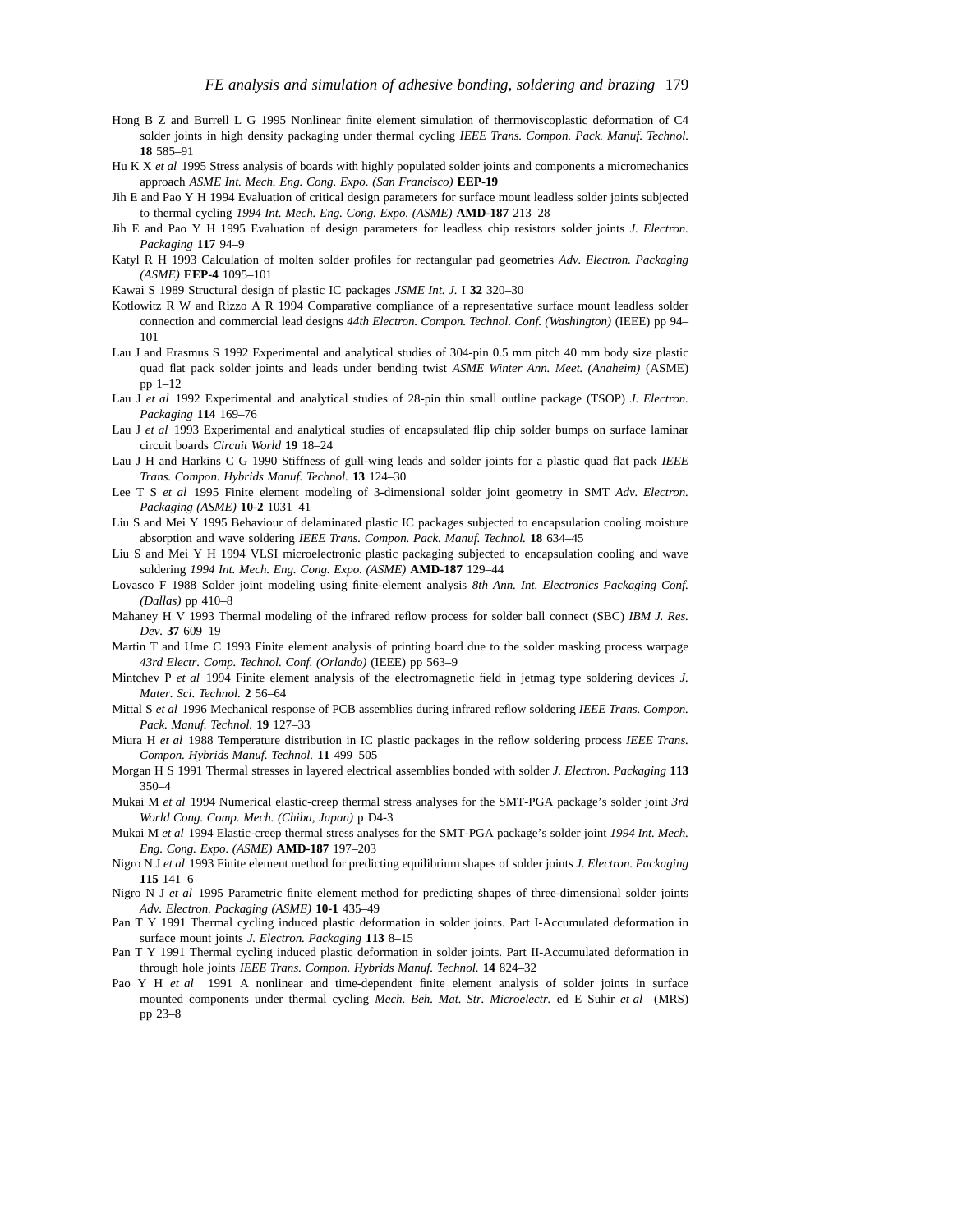Hong B Z and Burrell L G 1995 Nonlinear finite element simulation of thermoviscoplastic deformation of C4 solder joints in high density packaging under thermal cycling *IEEE Trans. Compon. Pack. Manuf. Technol.* **18** 585–91

Hu K X *et al* 1995 Stress analysis of boards with highly populated solder joints and components a micromechanics approach *ASME Int. Mech. Eng. Cong. Expo. (San Francisco)* **EEP-19**

Jih E and Pao Y H 1994 Evaluation of critical design parameters for surface mount leadless solder joints subjected to thermal cycling *1994 Int. Mech. Eng. Cong. Expo. (ASME)* **AMD-187** 213–28

Jih E and Pao Y H 1995 Evaluation of design parameters for leadless chip resistors solder joints *J. Electron. Packaging* **117** 94–9

Katyl R H 1993 Calculation of molten solder profiles for rectangular pad geometries *Adv. Electron. Packaging (ASME)* **EEP-4** 1095–101

Kawai S 1989 Structural design of plastic IC packages *JSME Int. J.* I **32** 320–30

Kotlowitz R W and Rizzo A R 1994 Comparative compliance of a representative surface mount leadless solder connection and commercial lead designs *44th Electron. Compon. Technol. Conf. (Washington)* (IEEE) pp 94–101

Lau J and Erasmus S 1992 Experimental and analytical studies of 304-pin 0.5 mm pitch 40 mm body size plastic quad flat pack solder joints and leads under bending twist *ASME Winter Ann. Meet. (Anaheim)* (ASME) pp 1–12

Lau J *et al* 1992 Experimental and analytical studies of 28-pin thin small outline package (TSOP) *J. Electron. Packaging* **114** 169–76

Lau J *et al* 1993 Experimental and analytical studies of encapsulated flip chip solder bumps on surface laminar circuit boards *Circuit World* **19** 18–24

Lau J H and Harkins C G 1990 Stiffness of gull-wing leads and solder joints for a plastic quad flat pack *IEEE Trans. Compon. Hybrids Manuf. Technol.* **13** 124–30

Lee T S *et al* 1995 Finite element modeling of 3-dimensional solder joint geometry in SMT *Adv. Electron. Packaging (ASME)* **10-2** 1031–41

Liu S and Mei Y 1995 Behaviour of delaminated plastic IC packages subjected to encapsulation cooling moisture absorption and wave soldering *IEEE Trans. Compon. Pack. Manuf. Technol.* **18** 634–45

Liu S and Mei Y H 1994 VLSI microelectronic plastic packaging subjected to encapsulation cooling and wave soldering *1994 Int. Mech. Eng. Cong. Expo. (ASME)* **AMD-187** 129–44

Lovasco F 1988 Solder joint modeling using finite-element analysis *8th Ann. Int. Electronics Packaging Conf. (Dallas)* pp 410–8

Mahaney H V 1993 Thermal modeling of the infrared reflow process for solder ball connect (SBC) *IBM J. Res. Dev.* **37** 609–19

Martin T and Ume C 1993 Finite element analysis of printing board due to the solder masking process warpage *43rd Electr. Comp. Technol. Conf. (Orlando)* (IEEE) pp 563–9

Mintchev P *et al* 1994 Finite element analysis of the electromagnetic field in jetmag type soldering devices *J. Mater. Sci. Technol.* **2** 56–64

Mittal S *et al* 1996 Mechanical response of PCB assemblies during infrared reflow soldering *IEEE Trans. Compon. Pack. Manuf. Technol.* **19** 127–33

Miura H *et al* 1988 Temperature distribution in IC plastic packages in the reflow soldering process *IEEE Trans. Compon. Hybrids Manuf. Technol.* **11** 499–505

Morgan H S 1991 Thermal stresses in layered electrical assemblies bonded with solder *J. Electron. Packaging* **113** 350–4

Mukai M *et al* 1994 Numerical elastic-creep thermal stress analyses for the SMT-PGA package's solder joint *3rd World Cong. Comp. Mech. (Chiba, Japan)* p D4-3

Mukai M *et al* 1994 Elastic-creep thermal stress analyses for the SMT-PGA package's solder joint *1994 Int. Mech. Eng. Cong. Expo. (ASME)* **AMD-187** 197–203

Nigro N J *et al* 1993 Finite element method for predicting equilibrium shapes of solder joints *J. Electron. Packaging* **115** 141–6

Nigro N J *et al* 1995 Parametric finite element method for predicting shapes of three-dimensional solder joints *Adv. Electron. Packaging (ASME)* **10-1** 435–49

Pan T Y 1991 Thermal cycling induced plastic deformation in solder joints. Part I-Accumulated deformation in surface mount joints *J. Electron. Packaging* **113** 8–15

Pan T Y 1991 Thermal cycling induced plastic deformation in solder joints. Part II-Accumulated deformation in through hole joints *IEEE Trans. Compon. Hybrids Manuf. Technol.* **14** 824–32

Pao Y H *et al* 1991 A nonlinear and time-dependent finite element analysis of solder joints in surface mounted components under thermal cycling *Mech. Beh. Mat. Str. Microelectr.* ed E Suhir *et al* (MRS) pp 23–8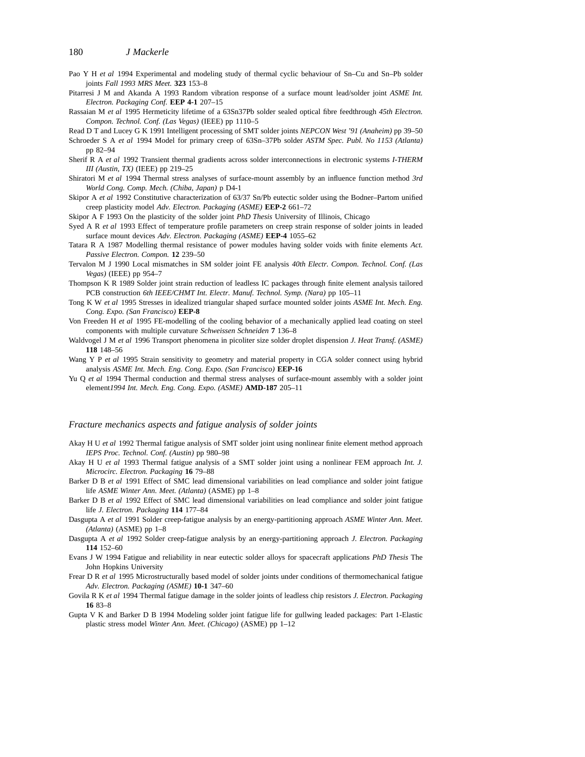Pao Y H *et al* 1994 Experimental and modeling study of thermal cyclic behaviour of Sn–Cu and Sn–Pb solder joints *Fall 1993 MRS Meet.* **323** 153–8

Pitarresi J M and Akanda A 1993 Random vibration response of a surface mount lead/solder joint *ASME Int. Electron. Packaging Conf.* **EEP 4-1** 207–15

Rassaian M *et al* 1995 Hermeticity lifetime of a 63Sn37Pb solder sealed optical fibre feedthrough *45th Electron. Compon. Technol. Conf. (Las Vegas)* (IEEE) pp 1110–5

Read D T and Lucey G K 1991 Intelligent processing of SMT solder joints *NEPCON West '91 (Anaheim)* pp 39–50

Schroeder S A *et al* 1994 Model for primary creep of 63Sn–37Pb solder *ASTM Spec. Publ. No 1153 (Atlanta)* pp 82–94

Sherif R A *et al* 1992 Transient thermal gradients across solder interconnections in electronic systems *I-THERM III (Austin, TX)* (IEEE) pp 219–25

Shiratori M *et al* 1994 Thermal stress analyses of surface-mount assembly by an influence function method *3rd World Cong. Comp. Mech. (Chiba, Japan)* p D4-1

Skipor A *et al* 1992 Constitutive characterization of 63/37 Sn/Pb eutectic solder using the Bodner–Partom unified creep plasticity model *Adv. Electron. Packaging (ASME)* **EEP-2** 661–72

Skipor A F 1993 On the plasticity of the solder joint *PhD Thesis* University of Illinois, Chicago

Syed A R *et al* 1993 Effect of temperature profile parameters on creep strain response of solder joints in leaded surface mount devices *Adv. Electron. Packaging (ASME)* **EEP-4** 1055–62

Tatara R A 1987 Modelling thermal resistance of power modules having solder voids with finite elements *Act. Passive Electron. Compon.* **12** 239–50

Tervalon M J 1990 Local mismatches in SM solder joint FE analysis *40th Electr. Compon. Technol. Conf. (Las Vegas)* (IEEE) pp 954–7

Thompson K R 1989 Solder joint strain reduction of leadless IC packages through finite element analysis tailored PCB construction *6th IEEE/CHMT Int. Electr. Manuf. Technol. Symp. (Nara)* pp 105–11

Tong K W *et al* 1995 Stresses in idealized triangular shaped surface mounted solder joints *ASME Int. Mech. Eng. Cong. Expo. (San Francisco)* **EEP-8**

Von Freeden H *et al* 1995 FE-modelling of the cooling behavior of a mechanically applied lead coating on steel components with multiple curvature *Schweissen Schneiden* **7** 136–8

Waldvogel J M *et al* 1996 Transport phenomena in picoliter size solder droplet dispension *J. Heat Transf. (ASME)* **118** 148–56

Wang Y P *et al* 1995 Strain sensitivity to geometry and material property in CGA solder connect using hybrid analysis *ASME Int. Mech. Eng. Cong. Expo. (San Francisco)* **EEP-16**

Yu Q *et al* 1994 Thermal conduction and thermal stress analyses of surface-mount assembly with a solder joint element*1994 Int. Mech. Eng. Cong. Expo. (ASME)* **AMD-187** 205–11

## *Fracture mechanics aspects and fatigue analysis of solder joints*

Akay H U *et al* 1992 Thermal fatigue analysis of SMT solder joint using nonlinear finite element method approach *IEPS Proc. Technol. Conf. (Austin)* pp 980–98

Akay H U *et al* 1993 Thermal fatigue analysis of a SMT solder joint using a nonlinear FEM approach *Int. J. Microcirc. Electron. Packaging* **16** 79–88

Barker D B *et al* 1991 Effect of SMC lead dimensional variabilities on lead compliance and solder joint fatigue life *ASME Winter Ann. Meet. (Atlanta)* (ASME) pp 1–8

Barker D B *et al* 1992 Effect of SMC lead dimensional variabilities on lead compliance and solder joint fatigue life *J. Electron. Packaging* **114** 177–84

Dasgupta A *et al* 1991 Solder creep-fatigue analysis by an energy-partitioning approach *ASME Winter Ann. Meet. (Atlanta)* (ASME) pp 1–8

Dasgupta A *et al* 1992 Solder creep-fatigue analysis by an energy-partitioning approach *J. Electron. Packaging* **114** 152–60

Evans J W 1994 Fatigue and reliability in near eutectic solder alloys for spacecraft applications *PhD Thesis* The John Hopkins University

Frear D R *et al* 1995 Microstructurally based model of solder joints under conditions of thermomechanical fatigue *Adv. Electron. Packaging (ASME)* **10-1** 347–60

Govila R K *et al* 1994 Thermal fatigue damage in the solder joints of leadless chip resistors *J. Electron. Packaging* **16** 83–8

Gupta V K and Barker D B 1994 Modeling solder joint fatigue life for gullwing leaded packages: Part 1-Elastic plastic stress model *Winter Ann. Meet. (Chicago)* (ASME) pp 1–12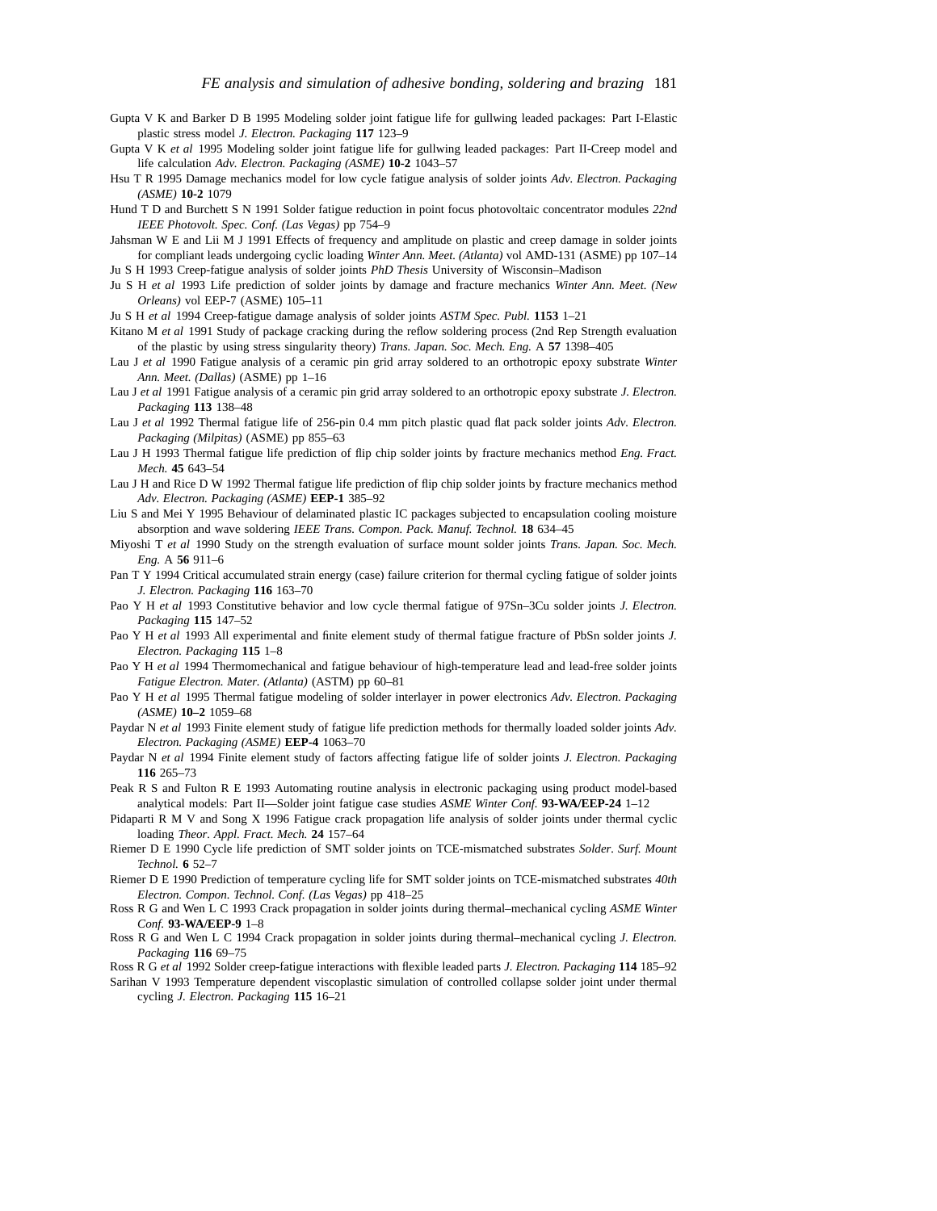Gupta V K and Barker D B 1995 Modeling solder joint fatigue life for gullwing leaded packages: Part I-Elastic plastic stress model *J. Electron. Packaging* **117** 123–9

Gupta V K *et al* 1995 Modeling solder joint fatigue life for gullwing leaded packages: Part II-Creep model and life calculation *Adv. Electron. Packaging (ASME)* **10-2** 1043–57

Hsu T R 1995 Damage mechanics model for low cycle fatigue analysis of solder joints *Adv. Electron. Packaging (ASME)* **10-2** 1079

Hund T D and Burchett S N 1991 Solder fatigue reduction in point focus photovoltaic concentrator modules *22nd IEEE Photovolt. Spec. Conf. (Las Vegas)* pp 754–9

Jahsman W E and Lii M J 1991 Effects of frequency and amplitude on plastic and creep damage in solder joints for compliant leads undergoing cyclic loading *Winter Ann. Meet. (Atlanta)* vol AMD-131 (ASME) pp 107–14

Ju S H 1993 Creep-fatigue analysis of solder joints *PhD Thesis* University of Wisconsin–Madison

Ju S H *et al* 1993 Life prediction of solder joints by damage and fracture mechanics *Winter Ann. Meet. (New Orleans)* vol EEP-7 (ASME) 105–11

Ju S H *et al* 1994 Creep-fatigue damage analysis of solder joints *ASTM Spec. Publ.* **1153** 1–21

Kitano M *et al* 1991 Study of package cracking during the reflow soldering process (2nd Rep Strength evaluation of the plastic by using stress singularity theory) *Trans. Japan. Soc. Mech. Eng.* A **57** 1398–405

Lau J *et al* 1990 Fatigue analysis of a ceramic pin grid array soldered to an orthotropic epoxy substrate *Winter Ann. Meet. (Dallas)* (ASME) pp 1–16

Lau J *et al* 1991 Fatigue analysis of a ceramic pin grid array soldered to an orthotropic epoxy substrate *J. Electron. Packaging* **113** 138–48

Lau J *et al* 1992 Thermal fatigue life of 256-pin 0.4 mm pitch plastic quad flat pack solder joints *Adv. Electron. Packaging (Milpitas)* (ASME) pp 855–63

Lau J H 1993 Thermal fatigue life prediction of flip chip solder joints by fracture mechanics method *Eng. Fract. Mech.* **45** 643–54

Lau J H and Rice D W 1992 Thermal fatigue life prediction of flip chip solder joints by fracture mechanics method *Adv. Electron. Packaging (ASME)* **EEP-1** 385–92

Liu S and Mei Y 1995 Behaviour of delaminated plastic IC packages subjected to encapsulation cooling moisture absorption and wave soldering *IEEE Trans. Compon. Pack. Manuf. Technol.* **18** 634–45

Miyoshi T *et al* 1990 Study on the strength evaluation of surface mount solder joints *Trans. Japan. Soc. Mech. Eng.* A **56** 911–6

Pan T Y 1994 Critical accumulated strain energy (case) failure criterion for thermal cycling fatigue of solder joints *J. Electron. Packaging* **116** 163–70

Pao Y H *et al* 1993 Constitutive behavior and low cycle thermal fatigue of 97Sn–3Cu solder joints *J. Electron. Packaging* **115** 147–52

Pao Y H *et al* 1993 All experimental and finite element study of thermal fatigue fracture of PbSn solder joints *J. Electron. Packaging* **115** 1–8

Pao Y H *et al* 1994 Thermomechanical and fatigue behaviour of high-temperature lead and lead-free solder joints *Fatigue Electron. Mater. (Atlanta)* (ASTM) pp 60–81

Pao Y H *et al* 1995 Thermal fatigue modeling of solder interlayer in power electronics *Adv. Electron. Packaging (ASME)* **10–2** 1059–68

Paydar N *et al* 1993 Finite element study of fatigue life prediction methods for thermally loaded solder joints *Adv. Electron. Packaging (ASME)* **EEP-4** 1063–70

Paydar N *et al* 1994 Finite element study of factors affecting fatigue life of solder joints *J. Electron. Packaging* **116** 265–73

Peak R S and Fulton R E 1993 Automating routine analysis in electronic packaging using product model-based analytical models: Part II—Solder joint fatigue case studies *ASME Winter Conf.* **93-WA/EEP-24** 1–12

Pidaparti R M V and Song X 1996 Fatigue crack propagation life analysis of solder joints under thermal cyclic loading *Theor. Appl. Fract. Mech.* **24** 157–64

Riemer D E 1990 Cycle life prediction of SMT solder joints on TCE-mismatched substrates *Solder. Surf. Mount Technol.* **6** 52–7

Riemer D E 1990 Prediction of temperature cycling life for SMT solder joints on TCE-mismatched substrates *40th Electron. Compon. Technol. Conf. (Las Vegas)* pp 418–25

Ross R G and Wen L C 1993 Crack propagation in solder joints during thermal–mechanical cycling *ASME Winter Conf.* **93-WA/EEP-9** 1–8

Ross R G and Wen L C 1994 Crack propagation in solder joints during thermal–mechanical cycling *J. Electron. Packaging* **116** 69–75

Ross R G *et al* 1992 Solder creep-fatigue interactions with flexible leaded parts *J. Electron. Packaging* **114** 185–92

Sarihan V 1993 Temperature dependent viscoplastic simulation of controlled collapse solder joint under thermal cycling *J. Electron. Packaging* **115** 16–21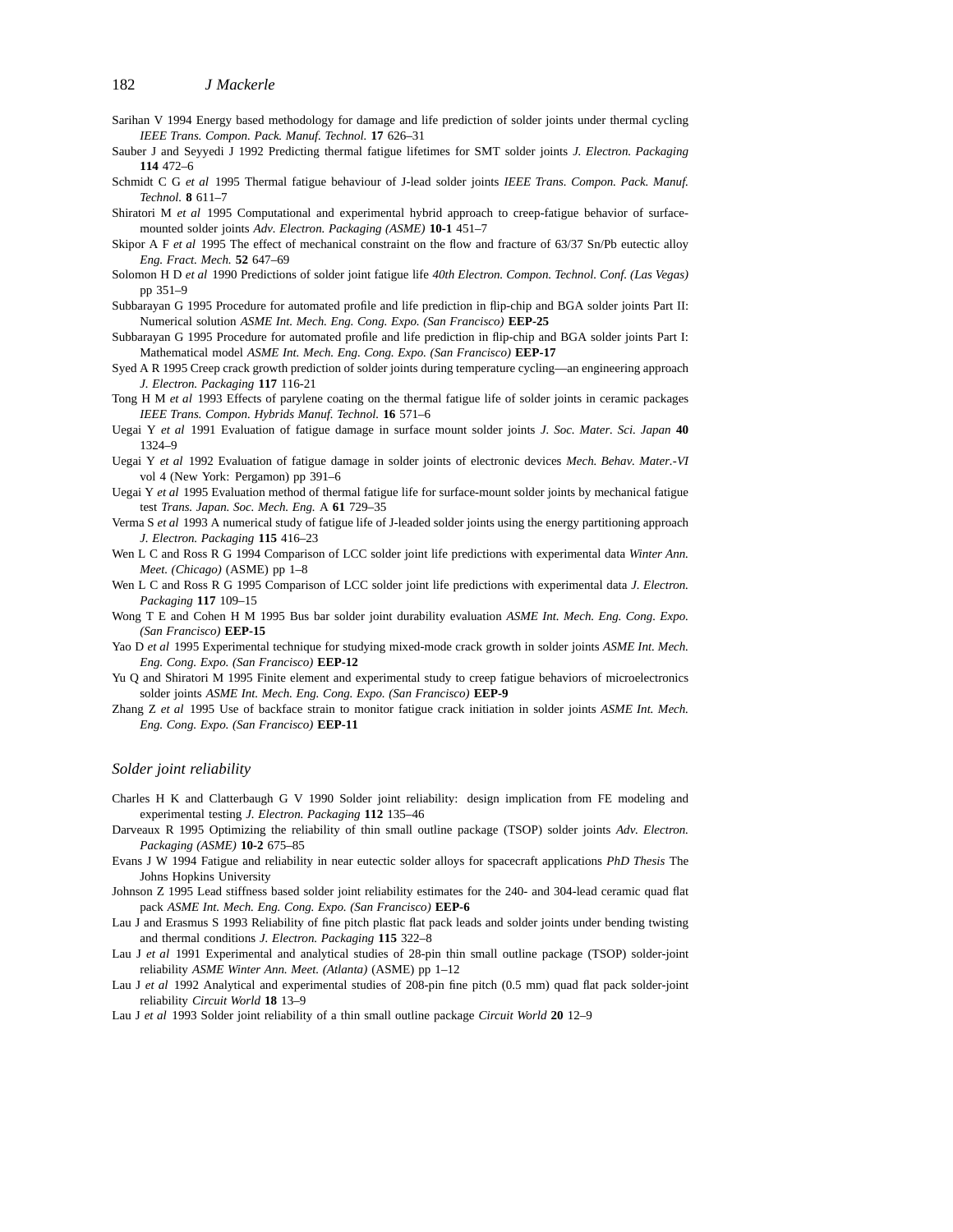Sarihan V 1994 Energy based methodology for damage and life prediction of solder joints under thermal cycling *IEEE Trans. Compon. Pack. Manuf. Technol.* **17** 626–31

Sauber J and Seyyedi J 1992 Predicting thermal fatigue lifetimes for SMT solder joints *J. Electron. Packaging* **114** 472–6

Schmidt C G *et al* 1995 Thermal fatigue behaviour of J-lead solder joints *IEEE Trans. Compon. Pack. Manuf. Technol.* **8** 611–7

Shiratori M *et al* 1995 Computational and experimental hybrid approach to creep-fatigue behavior of surface-mounted solder joints *Adv. Electron. Packaging (ASME)* **10-1** 451–7

Skipor A F *et al* 1995 The effect of mechanical constraint on the flow and fracture of 63/37 Sn/Pb eutectic alloy *Eng. Fract. Mech.* **52** 647–69

Solomon H D *et al* 1990 Predictions of solder joint fatigue life *40th Electron. Compon. Technol. Conf. (Las Vegas)* pp 351–9

Subbarayan G 1995 Procedure for automated profile and life prediction in flip-chip and BGA solder joints Part II: Numerical solution *ASME Int. Mech. Eng. Cong. Expo. (San Francisco)* **EEP-25**

Subbarayan G 1995 Procedure for automated profile and life prediction in flip-chip and BGA solder joints Part I: Mathematical model *ASME Int. Mech. Eng. Cong. Expo. (San Francisco)* **EEP-17**

Syed A R 1995 Creep crack growth prediction of solder joints during temperature cycling—an engineering approach *J. Electron. Packaging* **117** 116-21

Tong H M *et al* 1993 Effects of parylene coating on the thermal fatigue life of solder joints in ceramic packages *IEEE Trans. Compon. Hybrids Manuf. Technol.* **16** 571–6

Uegai Y *et al* 1991 Evaluation of fatigue damage in surface mount solder joints *J. Soc. Mater. Sci. Japan* **40** 1324–9

Uegai Y *et al* 1992 Evaluation of fatigue damage in solder joints of electronic devices *Mech. Behav. Mater.-VI* vol 4 (New York: Pergamon) pp 391–6

Uegai Y *et al* 1995 Evaluation method of thermal fatigue life for surface-mount solder joints by mechanical fatigue test *Trans. Japan. Soc. Mech. Eng.* A **61** 729–35

Verma S *et al* 1993 A numerical study of fatigue life of J-leaded solder joints using the energy partitioning approach *J. Electron. Packaging* **115** 416–23

Wen L C and Ross R G 1994 Comparison of LCC solder joint life predictions with experimental data *Winter Ann. Meet. (Chicago)* (ASME) pp 1–8

Wen L C and Ross R G 1995 Comparison of LCC solder joint life predictions with experimental data *J. Electron. Packaging* **117** 109–15

Wong T E and Cohen H M 1995 Bus bar solder joint durability evaluation *ASME Int. Mech. Eng. Cong. Expo. (San Francisco)* **EEP-15**

Yao D *et al* 1995 Experimental technique for studying mixed-mode crack growth in solder joints *ASME Int. Mech. Eng. Cong. Expo. (San Francisco)* **EEP-12**

Yu Q and Shiratori M 1995 Finite element and experimental study to creep fatigue behaviors of microelectronics solder joints *ASME Int. Mech. Eng. Cong. Expo. (San Francisco)* **EEP-9**

Zhang Z *et al* 1995 Use of backface strain to monitor fatigue crack initiation in solder joints *ASME Int. Mech. Eng. Cong. Expo. (San Francisco)* **EEP-11**

## *Solder joint reliability*

Charles H K and Clatterbaugh G V 1990 Solder joint reliability: design implication from FE modeling and experimental testing *J. Electron. Packaging* **112** 135–46

Darveaux R 1995 Optimizing the reliability of thin small outline package (TSOP) solder joints *Adv. Electron. Packaging (ASME)* **10-2** 675–85

Evans J W 1994 Fatigue and reliability in near eutectic solder alloys for spacecraft applications *PhD Thesis* The Johns Hopkins University

Johnson Z 1995 Lead stiffness based solder joint reliability estimates for the 240- and 304-lead ceramic quad flat pack *ASME Int. Mech. Eng. Cong. Expo. (San Francisco)* **EEP-6**

Lau J and Erasmus S 1993 Reliability of fine pitch plastic flat pack leads and solder joints under bending twisting and thermal conditions *J. Electron. Packaging* **115** 322–8

Lau J *et al* 1991 Experimental and analytical studies of 28-pin thin small outline package (TSOP) solder-joint reliability *ASME Winter Ann. Meet. (Atlanta)* (ASME) pp 1–12

Lau J *et al* 1992 Analytical and experimental studies of 208-pin fine pitch (0.5 mm) quad flat pack solder-joint reliability *Circuit World* **18** 13–9

Lau J *et al* 1993 Solder joint reliability of a thin small outline package *Circuit World* **20** 12–9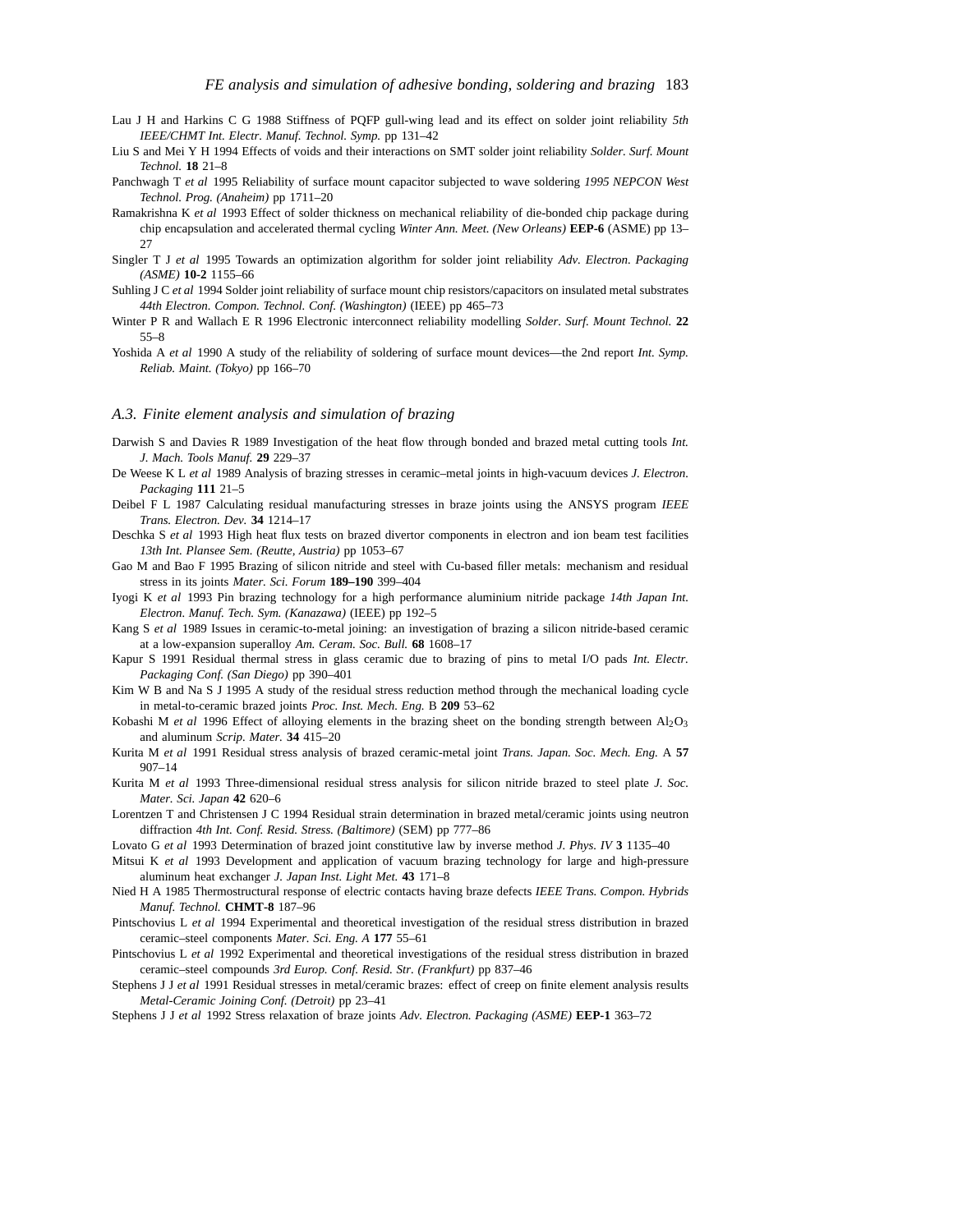Lau J H and Harkins C G 1988 Stiffness of PQFP gull-wing lead and its effect on solder joint reliability *5th IEEE/CHMT Int. Electr. Manuf. Technol. Symp.* pp 131–42

Liu S and Mei Y H 1994 Effects of voids and their interactions on SMT solder joint reliability *Solder. Surf. Mount Technol.* **18** 21–8

Panchwagh T *et al* 1995 Reliability of surface mount capacitor subjected to wave soldering *1995 NEPCON West Technol. Prog. (Anaheim)* pp 1711–20

Ramakrishna K *et al* 1993 Effect of solder thickness on mechanical reliability of die-bonded chip package during chip encapsulation and accelerated thermal cycling *Winter Ann. Meet. (New Orleans)* **EEP-6** (ASME) pp 13–27

Singler T J *et al* 1995 Towards an optimization algorithm for solder joint reliability *Adv. Electron. Packaging (ASME)* **10-2** 1155–66

Suhling J C *et al* 1994 Solder joint reliability of surface mount chip resistors/capacitors on insulated metal substrates *44th Electron. Compon. Technol. Conf. (Washington)* (IEEE) pp 465–73

Winter P R and Wallach E R 1996 Electronic interconnect reliability modelling *Solder. Surf. Mount Technol.* **22** 55–8

Yoshida A *et al* 1990 A study of the reliability of soldering of surface mount devices—the 2nd report *Int. Symp. Reliab. Maint. (Tokyo)* pp 166–70

### *A.3. Finite element analysis and simulation of brazing*

Darwish S and Davies R 1989 Investigation of the heat flow through bonded and brazed metal cutting tools *Int. J. Mach. Tools Manuf.* **29** 229–37

De Weese K L *et al* 1989 Analysis of brazing stresses in ceramic–metal joints in high-vacuum devices *J. Electron. Packaging* **111** 21–5

Deibel F L 1987 Calculating residual manufacturing stresses in braze joints using the ANSYS program *IEEE Trans. Electron. Dev.* **34** 1214–17

Deschka S *et al* 1993 High heat flux tests on brazed divertor components in electron and ion beam test facilities *13th Int. Plansee Sem. (Reutte, Austria)* pp 1053–67

Gao M and Bao F 1995 Brazing of silicon nitride and steel with Cu-based filler metals: mechanism and residual stress in its joints *Mater. Sci. Forum* **189–190** 399–404

Iyogi K *et al* 1993 Pin brazing technology for a high performance aluminium nitride package *14th Japan Int. Electron. Manuf. Tech. Sym. (Kanazawa)* (IEEE) pp 192–5

Kang S *et al* 1989 Issues in ceramic-to-metal joining: an investigation of brazing a silicon nitride-based ceramic at a low-expansion superalloy *Am. Ceram. Soc. Bull.* **68** 1608–17

Kapur S 1991 Residual thermal stress in glass ceramic due to brazing of pins to metal I/O pads *Int. Electr. Packaging Conf. (San Diego)* pp 390–401

Kim W B and Na S J 1995 A study of the residual stress reduction method through the mechanical loading cycle in metal-to-ceramic brazed joints *Proc. Inst. Mech. Eng.* B **209** 53–62

Kobashi M *et al* 1996 Effect of alloying elements in the brazing sheet on the bonding strength between $Al_2O_3$ and aluminum *Scrip. Mater.* **34** 415–20

Kurita M *et al* 1991 Residual stress analysis of brazed ceramic-metal joint *Trans. Japan. Soc. Mech. Eng.* A **57** 907–14

Kurita M *et al* 1993 Three-dimensional residual stress analysis for silicon nitride brazed to steel plate *J. Soc. Mater. Sci. Japan* **42** 620–6

Lorentzen T and Christensen J C 1994 Residual strain determination in brazed metal/ceramic joints using neutron diffraction *4th Int. Conf. Resid. Stress. (Baltimore)* (SEM) pp 777–86

Lovato G *et al* 1993 Determination of brazed joint constitutive law by inverse method *J. Phys. IV* **3** 1135–40

Mitsui K *et al* 1993 Development and application of vacuum brazing technology for large and high-pressure aluminum heat exchanger *J. Japan Inst. Light Met.* **43** 171–8

Nied H A 1985 Thermostructural response of electric contacts having braze defects *IEEE Trans. Compon. Hybrids Manuf. Technol.* **CHMT-8** 187–96

Pintschovius L *et al* 1994 Experimental and theoretical investigation of the residual stress distribution in brazed ceramic–steel components *Mater. Sci. Eng. A* **177** 55–61

Pintschovius L *et al* 1992 Experimental and theoretical investigations of the residual stress distribution in brazed ceramic–steel compounds *3rd Europ. Conf. Resid. Str. (Frankfurt)* pp 837–46

Stephens J J *et al* 1991 Residual stresses in metal/ceramic brazes: effect of creep on finite element analysis results *Metal-Ceramic Joining Conf. (Detroit)* pp 23–41

Stephens J J *et al* 1992 Stress relaxation of braze joints *Adv. Electron. Packaging (ASME)* **EEP-1** 363–72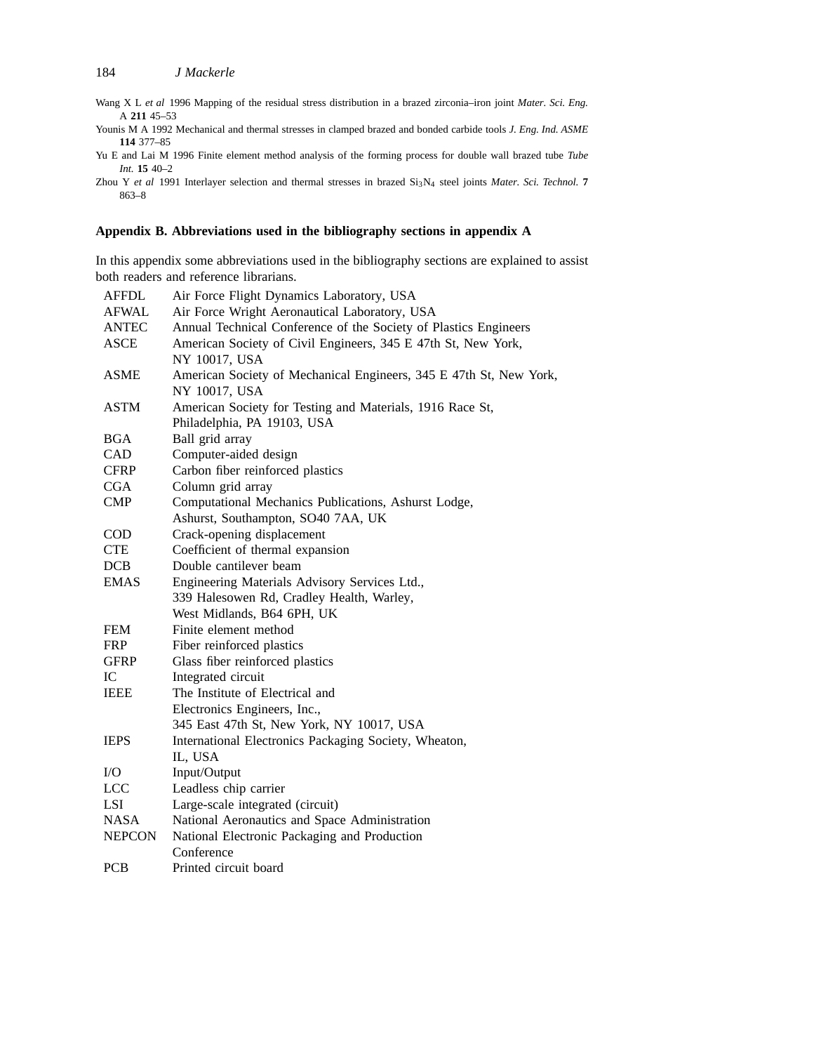Wang X L *et al* 1996 Mapping of the residual stress distribution in a brazed zirconia–iron joint *Mater. Sci. Eng.* A **211** 45–53

Younis M A 1992 Mechanical and thermal stresses in clamped brazed and bonded carbide tools *J. Eng. Ind. ASME* **114** 377–85

Yu E and Lai M 1996 Finite element method analysis of the forming process for double wall brazed tube *Tube Int.* **15** 40–2

Zhou Y *et al* 1991 Interlayer selection and thermal stresses in brazed $Si_3N_4$ steel joints *Mater. Sci. Technol.* **7** 863–8

## Appendix B. Abbreviations used in the bibliography sections in appendix A

In this appendix some abbreviations used in the bibliography sections are explained to assist both readers and reference librarians.

| | |
|---|---|
| AFFDL | Air Force Flight Dynamics Laboratory, USA |
| AFWAL | Air Force Wright Aeronautical Laboratory, USA |
| ANTEC | Annual Technical Conference of the Society of Plastics Engineers |
| ASCE | American Society of Civil Engineers, 345 E 47th St, New York, NY 10017, USA |
| ASME | American Society of Mechanical Engineers, 345 E 47th St, New York, NY 10017, USA |
| ASTM | American Society for Testing and Materials, 1916 Race St, Philadelphia, PA 19103, USA |
| BGA | Ball grid array |
| CAD | Computer-aided design |
| CFRP | Carbon fiber reinforced plastics |
| CGA | Column grid array |
| CMP | Computational Mechanics Publications, Ashurst Lodge, Ashurst, Southampton, SO40 7AA, UK |
| COD | Crack-opening displacement |
| CTE | Coefficient of thermal expansion |
| DCB | Double cantilever beam |
| EMAS | Engineering Materials Advisory Services Ltd., 339 Halesowen Rd, Cradley Health, Warley, West Midlands, B64 6PH, UK |
| FEM | Finite element method |
| FRP | Fiber reinforced plastics |
| GFRP | Glass fiber reinforced plastics |
| IC | Integrated circuit |
| IEEE | The Institute of Electrical and Electronics Engineers, Inc., 345 East 47th St, New York, NY 10017, USA |
| IEPS | International Electronics Packaging Society, Wheaton, IL, USA |
| I/O | Input/Output |
| LCC | Leadless chip carrier |
| LSI | Large-scale integrated (circuit) |
| NASA | National Aeronautics and Space Administration |
| NEPCON | National Electronic Packaging and Production Conference |
| PCB | Printed circuit board |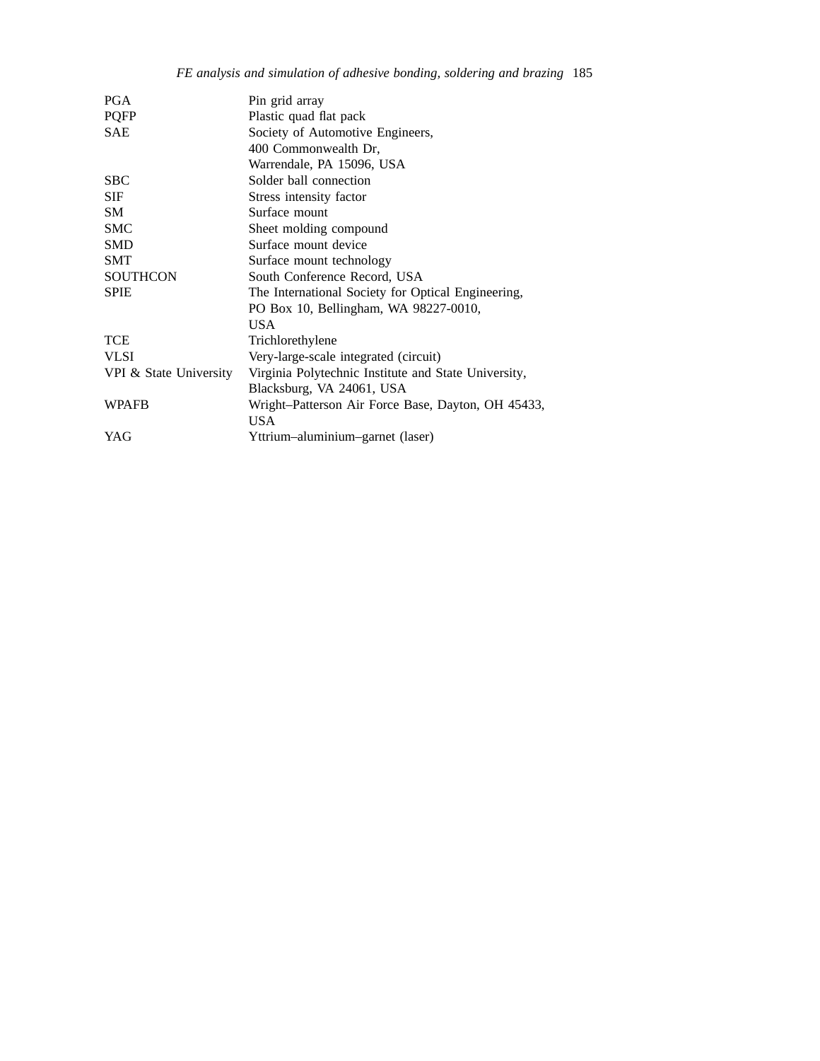| | |
|---|---|
| PGA | Pin grid array |
| PQFP | Plastic quad flat pack |
| SAE | Society of Automotive Engineers, 400 Commonwealth Dr, Warrendale, PA 15096, USA |
| SBC | Solder ball connection |
| SIF | Stress intensity factor |
| SM | Surface mount |
| SMC | Sheet molding compound |
| SMD | Surface mount device |
| SMT | Surface mount technology |
| SOUTHCON | South Conference Record, USA |
| SPIE | The International Society for Optical Engineering, PO Box 10, Bellingham, WA 98227-0010, USA |
| TCE | Trichlorethylene |
| VLSI | Very-large-scale integrated (circuit) |
| VPI & State University | Virginia Polytechnic Institute and State University, Blacksburg, VA 24061, USA |
| WPAFB | Wright–Patterson Air Force Base, Dayton, OH 45433, USA |
| YAG | Yttrium–aluminium–garnet (laser) |